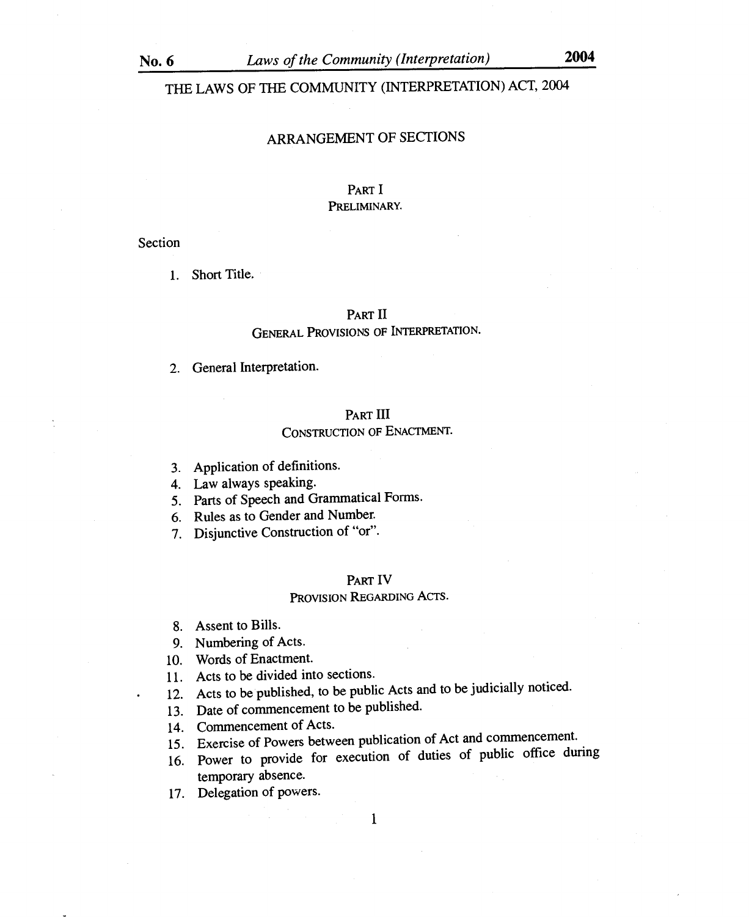# THE LAWS OF THE COMMUNITY (INTERPRETATION) ACT, 2004

## ARRANGEMENT OF SECTIONS

### PART I
### PRELIMINARY.

Section

1. Short Title.

### PART II
### GENERAL PROVISIONS OF INTERPRETATION.

2. General Interpretation.

### PART III
### CONSTRUCTION OF ENACTMENT.

3. Application of definitions.
4. Law always speaking.
5. Parts of Speech and Grammatical Forms.
6. Rules as to Gender and Number.
7. Disjunctive Construction of "or".

### PART IV
### PROVISION REGARDING ACTS.

8. Assent to Bills.
9. Numbering of Acts.
10. Words of Enactment.
11. Acts to be divided into sections.
12. Acts to be published, to be public Acts and to be judicially noticed.
13. Date of commencement to be published.
14. Commencement of Acts.
15. Exercise of Powers between publication of Act and commencement.
16. Power to provide for execution of duties of public office during temporary absence.
17. Delegation of powers.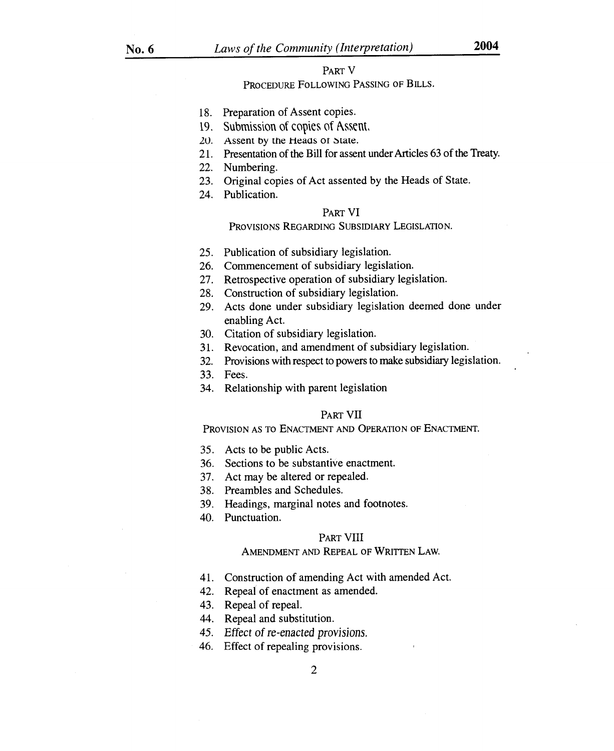## PART V

### PROCEDURE FOLLOWING PASSING OF BILLS.

18. Preparation of Assent copies.
19. Submission of copies of Assent.
20. Assent by the Heads of State.
21. Presentation of the Bill for assent under Articles 63 of the Treaty.
22. Numbering.
23. Original copies of Act assented by the Heads of State.
24. Publication.

## PART VI

### PROVISIONS REGARDING SUBSIDIARY LEGISLATION.

25. Publication of subsidiary legislation.
26. Commencement of subsidiary legislation.
27. Retrospective operation of subsidiary legislation.
28. Construction of subsidiary legislation.
29. Acts done under subsidiary legislation deemed done under enabling Act.
30. Citation of subsidiary legislation.
31. Revocation, and amendment of subsidiary legislation.
32. Provisions with respect to powers to make subsidiary legislation.
33. Fees.
34. Relationship with parent legislation

## PART VII

### PROVISION AS TO ENACTMENT AND OPERATION OF ENACTMENT.

35. Acts to be public Acts.
36. Sections to be substantive enactment.
37. Act may be altered or repealed.
38. Preambles and Schedules.
39. Headings, marginal notes and footnotes.
40. Punctuation.

## PART VIII

### AMENDMENT AND REPEAL OF WRITTEN LAW.

41. Construction of amending Act with amended Act.
42. Repeal of enactment as amended.
43. Repeal of repeal.
44. Repeal and substitution.
45. Effect of re-enacted provisions.
46. Effect of repealing provisions.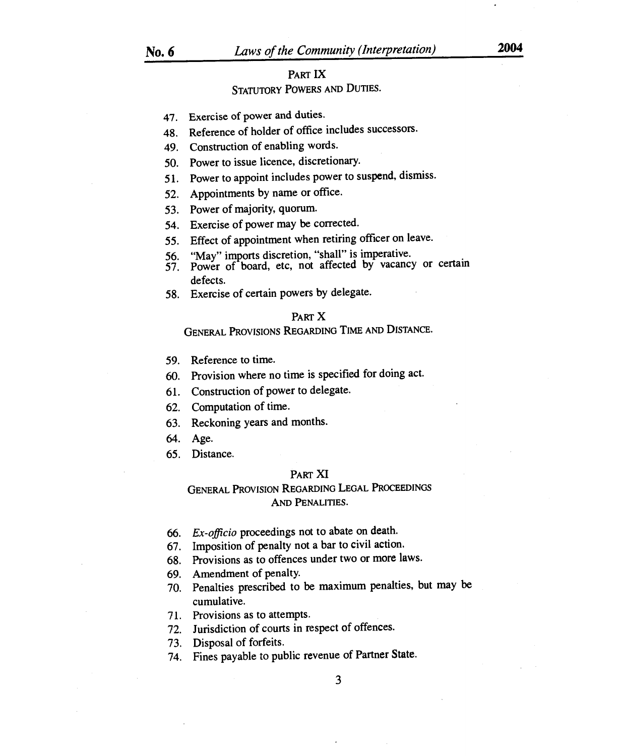## PART IX

### STATUTORY POWERS AND DUTIES.

47. Exercise of power and duties.
48. Reference of holder of office includes successors.
49. Construction of enabling words.
50. Power to issue licence, discretionary.
51. Power to appoint includes power to suspend, dismiss.
52. Appointments by name or office.
53. Power of majority, quorum.
54. Exercise of power may be corrected.
55. Effect of appointment when retiring officer on leave.
56. "May" imports discretion, "shall" is imperative.
57. Power of board, etc, not affected by vacancy or certain defects.
58. Exercise of certain powers by delegate.

## PART X

### GENERAL PROVISIONS REGARDING TIME AND DISTANCE.

59. Reference to time.
60. Provision where no time is specified for doing act.
61. Construction of power to delegate.
62. Computation of time.
63. Reckoning years and months.
64. Age.
65. Distance.

## PART XI

### GENERAL PROVISION REGARDING LEGAL PROCEEDINGS AND PENALITIES.

66. *Ex-officio* proceedings not to abate on death.
67. Imposition of penalty not a bar to civil action.
68. Provisions as to offences under two or more laws.
69. Amendment of penalty.
70. Penalties prescribed to be maximum penalties, but may be cumulative.
71. Provisions as to attempts.
72. Jurisdiction of courts in respect of offences.
73. Disposal of forfeits.
74. Fines payable to public revenue of Partner State.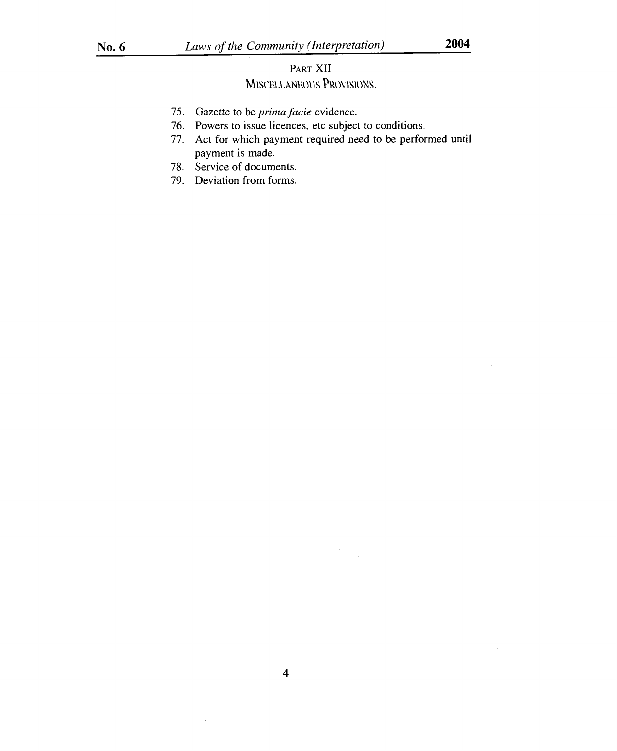PART XII

MISCELLANEOUS PROVISIONS.

75. Gazette to be *prima facie* evidence.
76. Powers to issue licences, etc subject to conditions.
77. Act for which payment required need to be performed until payment is made.
78. Service of documents.
79. Deviation from forms.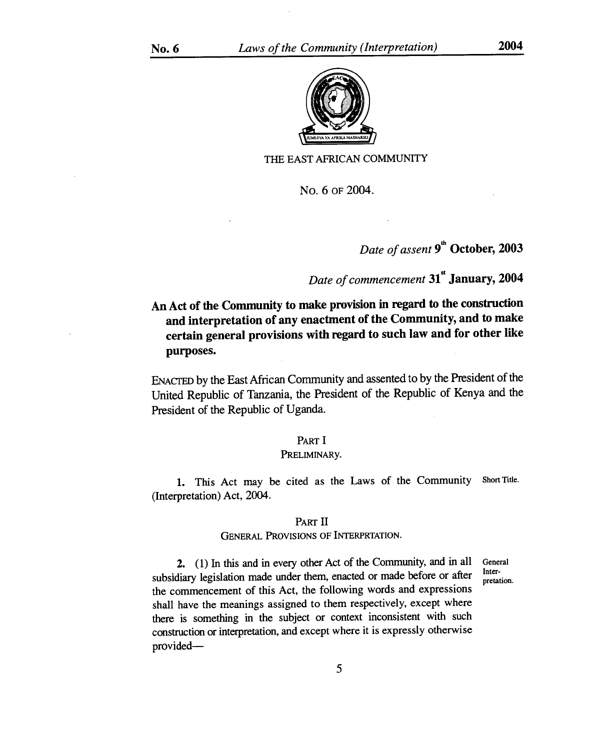THE EAST AFRICAN COMMUNITY

No. 6 of 2004.

*Date of assent* **9th October, 2003**

*Date of commencement* **31st January, 2004**

**An Act of the Community to make provision in regard to the construction and interpretation of any enactment of the Community, and to make certain general provisions with regard to such law and for other like purposes.**

ENACTED by the East African Community and assented to by the President of the United Republic of Tanzania, the President of the Republic of Kenya and the President of the Republic of Uganda.

## PART I
## PRELIMINARY.

Short Title.

**1.** This Act may be cited as the Laws of the Community (Interpretation) Act, 2004.

## PART II
## GENERAL PROVISIONS OF INTERPRTATION.

General Interpretation.

**2.** (1) In this and in every other Act of the Community, and in all subsidiary legislation made under them, enacted or made before or after the commencement of this Act, the following words and expressions shall have the meanings assigned to them respectively, except where there is something in the subject or context inconsistent with such construction or interpretation, and except where it is expressly otherwise provided—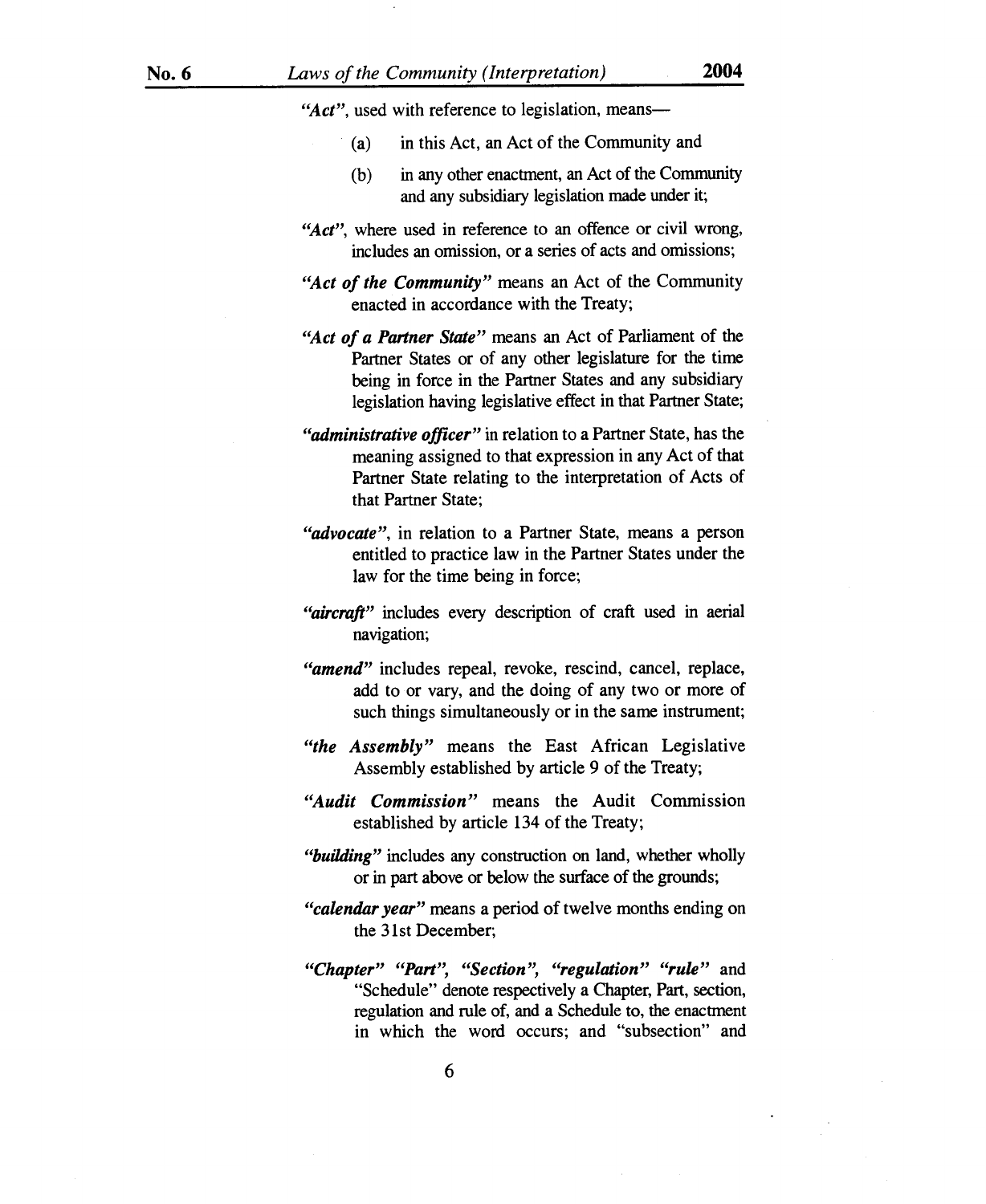*"Act"*, used with reference to legislation, means—

(a) in this Act, an Act of the Community and

(b) in any other enactment, an Act of the Community and any subsidiary legislation made under it;

*"Act"*, where used in reference to an offence or civil wrong, includes an omission, or a series of acts and omissions;

***"Act of the Community"*** means an Act of the Community enacted in accordance with the Treaty;

***"Act of a Partner State"*** means an Act of Parliament of the Partner States or of any other legislature for the time being in force in the Partner States and any subsidiary legislation having legislative effect in that Partner State;

***"administrative officer"*** in relation to a Partner State, has the meaning assigned to that expression in any Act of that Partner State relating to the interpretation of Acts of that Partner State;

***"advocate"***, in relation to a Partner State, means a person entitled to practice law in the Partner States under the law for the time being in force;

***"aircraft"*** includes every description of craft used in aerial navigation;

***"amend"*** includes repeal, revoke, rescind, cancel, replace, add to or vary, and the doing of any two or more of such things simultaneously or in the same instrument;

***"the Assembly"*** means the East African Legislative Assembly established by article 9 of the Treaty;

***"Audit Commission"*** means the Audit Commission established by article 134 of the Treaty;

***"building"*** includes any construction on land, whether wholly or in part above or below the surface of the grounds;

***"calendar year"*** means a period of twelve months ending on the 31st December;

***"Chapter"*** ***"Part"***, ***"Section"***, ***"regulation"*** ***"rule"*** and "Schedule" denote respectively a Chapter, Part, section, regulation and rule of, and a Schedule to, the enactment in which the word occurs; and "subsection" and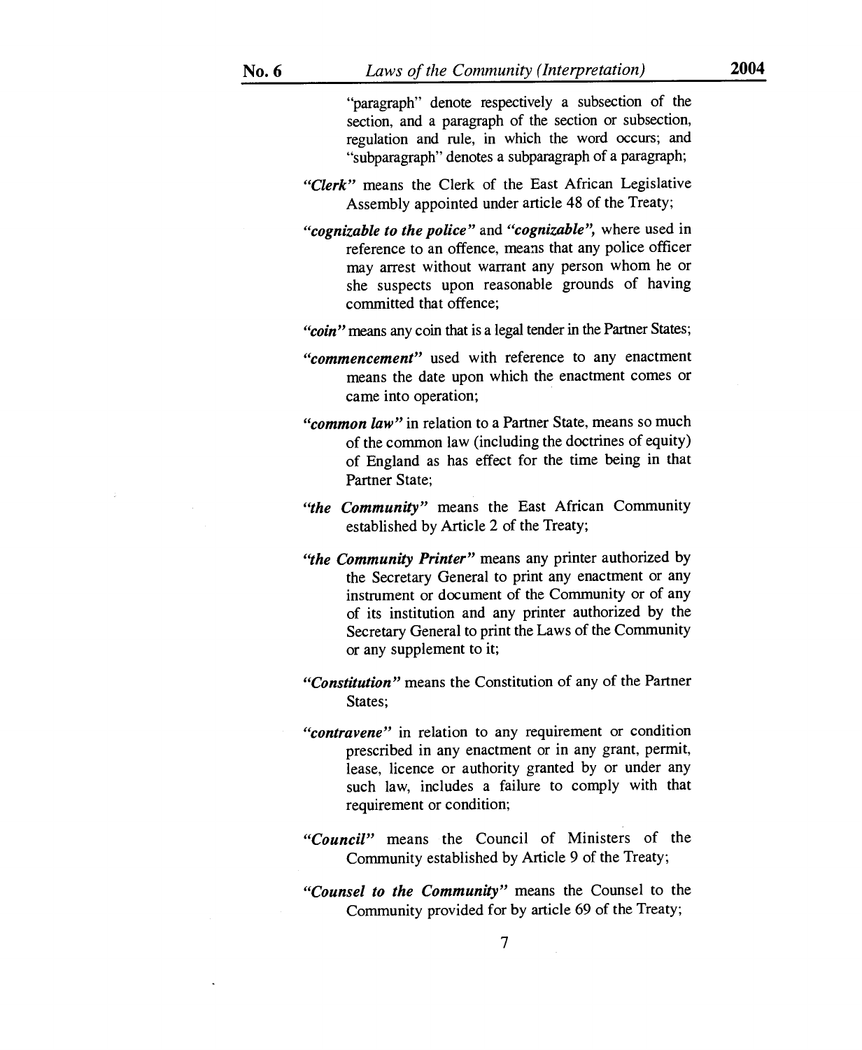"paragraph" denote respectively a subsection of the section, and a paragraph of the section or subsection, regulation and rule, in which the word occurs; and "subparagraph" denotes a subparagraph of a paragraph;

***"Clerk"*** means the Clerk of the East African Legislative Assembly appointed under article 48 of the Treaty;

***"cognizable to the police"*** and ***"cognizable"***, where used in reference to an offence, means that any police officer may arrest without warrant any person whom he or she suspects upon reasonable grounds of having committed that offence;

***"coin"*** means any coin that is a legal tender in the Partner States;

***"commencement"*** used with reference to any enactment means the date upon which the enactment comes or came into operation;

***"common law"*** in relation to a Partner State, means so much of the common law (including the doctrines of equity) of England as has effect for the time being in that Partner State;

***"the Community"*** means the East African Community established by Article 2 of the Treaty;

***"the Community Printer"*** means any printer authorized by the Secretary General to print any enactment or any instrument or document of the Community or of any of its institution and any printer authorized by the Secretary General to print the Laws of the Community or any supplement to it;

***"Constitution"*** means the Constitution of any of the Partner States;

***"contravene"*** in relation to any requirement or condition prescribed in any enactment or in any grant, permit, lease, licence or authority granted by or under any such law, includes a failure to comply with that requirement or condition;

***"Council"*** means the Council of Ministers of the Community established by Article 9 of the Treaty;

***"Counsel to the Community"*** means the Counsel to the Community provided for by article 69 of the Treaty;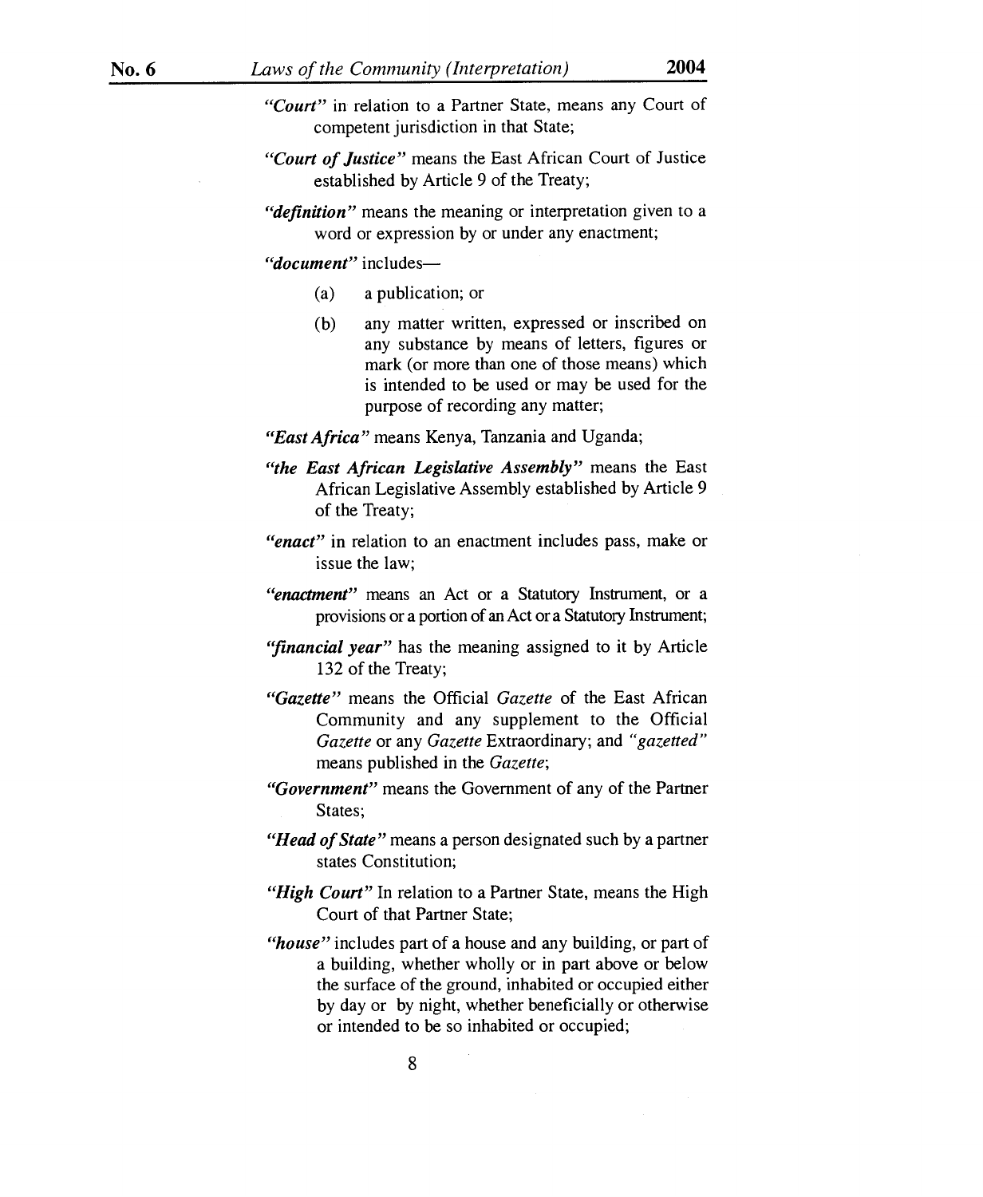*"Court"* in relation to a Partner State, means any Court of competent jurisdiction in that State;

*"Court of Justice"* means the East African Court of Justice established by Article 9 of the Treaty;

*"definition"* means the meaning or interpretation given to a word or expression by or under any enactment;

*"document"* includes—

(a) a publication; or

(b) any matter written, expressed or inscribed on any substance by means of letters, figures or mark (or more than one of those means) which is intended to be used or may be used for the purpose of recording any matter;

*"East Africa"* means Kenya, Tanzania and Uganda;

*"the East African Legislative Assembly"* means the East African Legislative Assembly established by Article 9 of the Treaty;

*"enact"* in relation to an enactment includes pass, make or issue the law;

*"enactment"* means an Act or a Statutory Instrument, or a provisions or a portion of an Act or a Statutory Instrument;

*"financial year"* has the meaning assigned to it by Article 132 of the Treaty;

*"Gazette"* means the Official *Gazette* of the East African Community and any supplement to the Official *Gazette* or any *Gazette* Extraordinary; and *"gazetted"* means published in the *Gazette*;

*"Government"* means the Government of any of the Partner States;

*"Head of State"* means a person designated such by a partner states Constitution;

*"High Court"* In relation to a Partner State, means the High Court of that Partner State;

*"house"* includes part of a house and any building, or part of a building, whether wholly or in part above or below the surface of the ground, inhabited or occupied either by day or by night, whether beneficially or otherwise or intended to be so inhabited or occupied;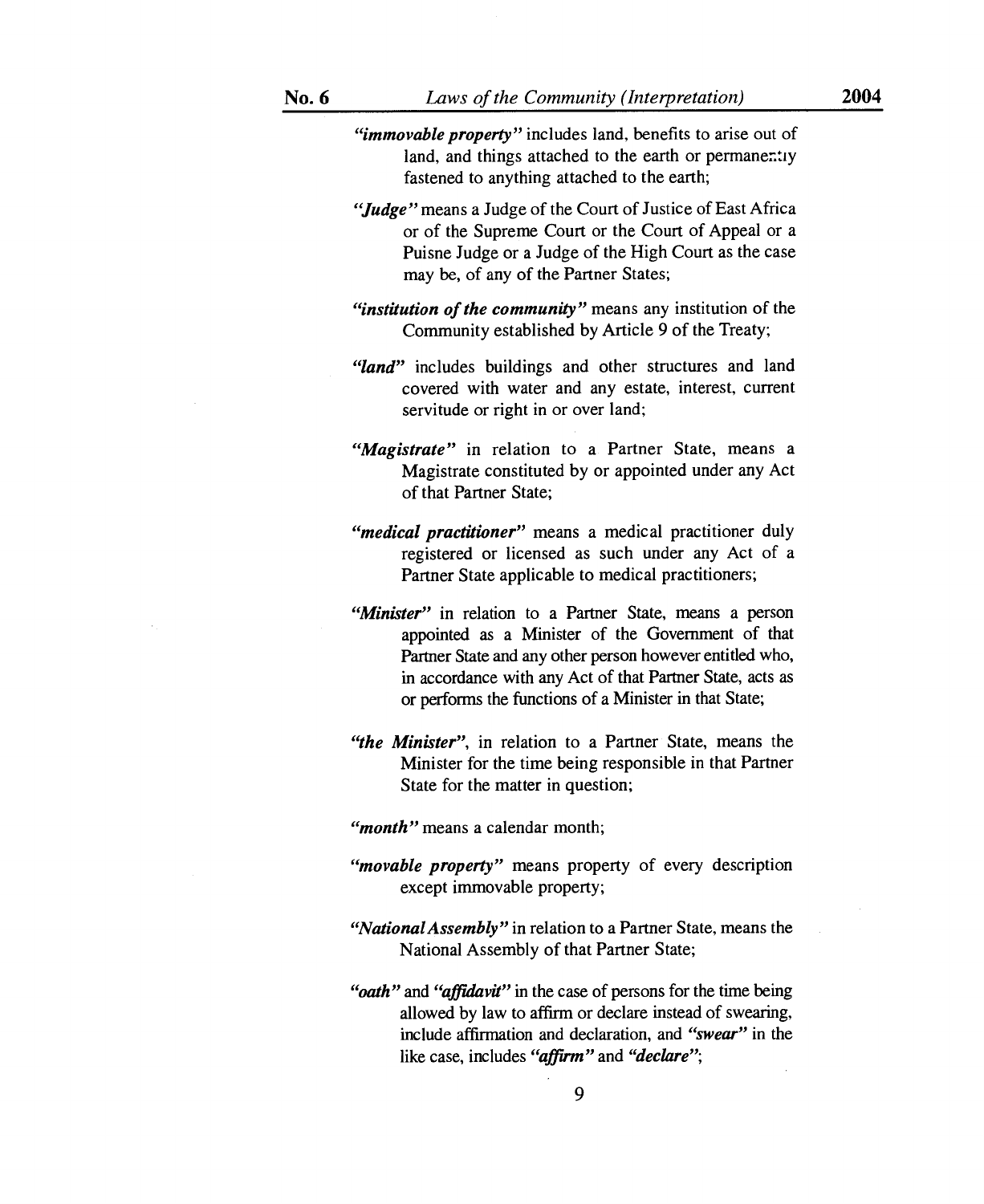*"immovable property"* includes land, benefits to arise out of land, and things attached to the earth or permanently fastened to anything attached to the earth;

*"Judge"* means a Judge of the Court of Justice of East Africa or of the Supreme Court or the Court of Appeal or a Puisne Judge or a Judge of the High Court as the case may be, of any of the Partner States;

*"institution of the community"* means any institution of the Community established by Article 9 of the Treaty;

*"land"* includes buildings and other structures and land covered with water and any estate, interest, current servitude or right in or over land;

*"Magistrate"* in relation to a Partner State, means a Magistrate constituted by or appointed under any Act of that Partner State;

*"medical practitioner"* means a medical practitioner duly registered or licensed as such under any Act of a Partner State applicable to medical practitioners;

*"Minister"* in relation to a Partner State, means a person appointed as a Minister of the Government of that Partner State and any other person however entitled who, in accordance with any Act of that Partner State, acts as or performs the functions of a Minister in that State;

*"the Minister"*, in relation to a Partner State, means the Minister for the time being responsible in that Partner State for the matter in question;

*"month"* means a calendar month;

*"movable property"* means property of every description except immovable property;

*"National Assembly"* in relation to a Partner State, means the National Assembly of that Partner State;

*"oath"* and *"affidavit"* in the case of persons for the time being allowed by law to affirm or declare instead of swearing, include affirmation and declaration, and *"swear"* in the like case, includes *"affirm"* and *"declare"*;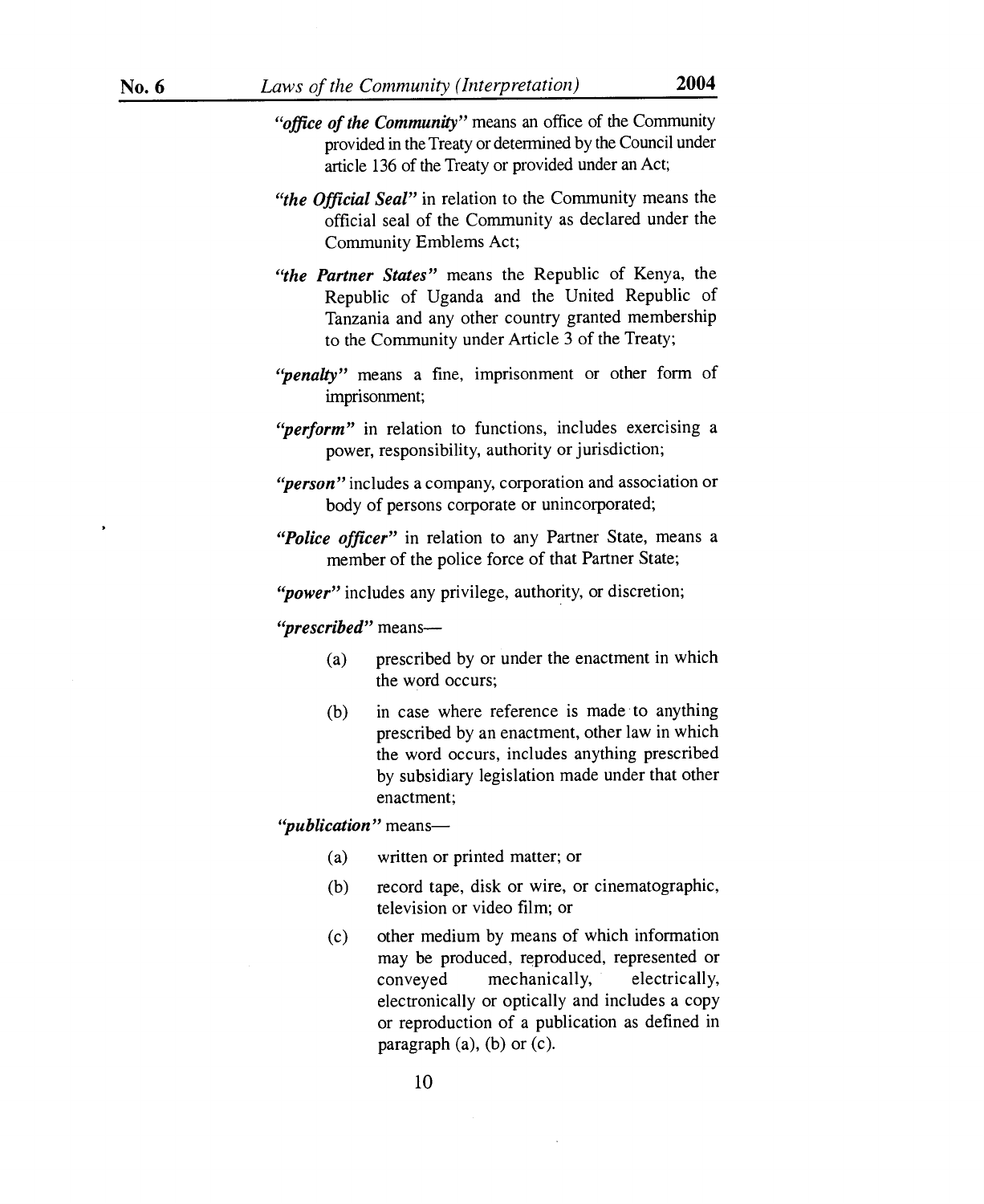*"**office of the Community**"* means an office of the Community provided in the Treaty or determined by the Council under article 136 of the Treaty or provided under an Act;

*"**the Official Seal**"* in relation to the Community means the official seal of the Community as declared under the Community Emblems Act;

*"**the Partner States**"* means the Republic of Kenya, the Republic of Uganda and the United Republic of Tanzania and any other country granted membership to the Community under Article 3 of the Treaty;

*"**penalty**"* means a fine, imprisonment or other form of imprisonment;

*"**perform**"* in relation to functions, includes exercising a power, responsibility, authority or jurisdiction;

*"**person**"* includes a company, corporation and association or body of persons corporate or unincorporated;

*"**Police officer**"* in relation to any Partner State, means a member of the police force of that Partner State;

*"**power**"* includes any privilege, authority, or discretion;

*"**prescribed**"* means—

(a) prescribed by or under the enactment in which the word occurs;

(b) in case where reference is made to anything prescribed by an enactment, other law in which the word occurs, includes anything prescribed by subsidiary legislation made under that other enactment;

*"**publication**"* means—

(a) written or printed matter; or

(b) record tape, disk or wire, or cinematographic, television or video film; or

(c) other medium by means of which information may be produced, reproduced, represented or conveyed mechanically, electrically, electronically or optically and includes a copy or reproduction of a publication as defined in paragraph (a), (b) or (c).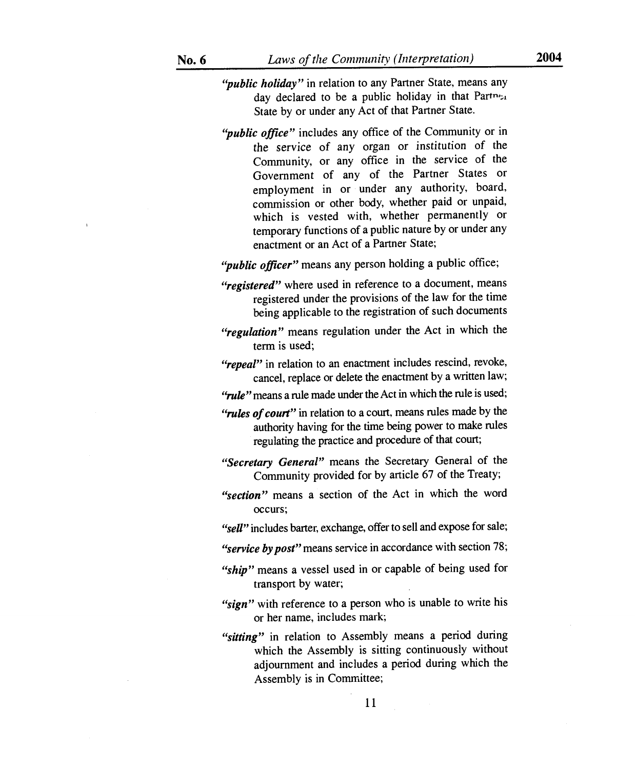*"public holiday"* in relation to any Partner State, means any day declared to be a public holiday in that Partner State by or under any Act of that Partner State.

*"public office"* includes any office of the Community or in the service of any organ or institution of the Community, or any office in the service of the Government of any of the Partner States or employment in or under any authority, board, commission or other body, whether paid or unpaid, which is vested with, whether permanently or temporary functions of a public nature by or under any enactment or an Act of a Partner State;

*"public officer"* means any person holding a public office;

*"registered"* where used in reference to a document, means registered under the provisions of the law for the time being applicable to the registration of such documents

*"regulation"* means regulation under the Act in which the term is used;

*"repeal"* in relation to an enactment includes rescind, revoke, cancel, replace or delete the enactment by a written law;

*"rule"* means a rule made under the Act in which the rule is used;

*"rules of court"* in relation to a court, means rules made by the authority having for the time being power to make rules regulating the practice and procedure of that court;

*"Secretary General"* means the Secretary General of the Community provided for by article 67 of the Treaty;

*"section"* means a section of the Act in which the word occurs;

*"sell"* includes barter, exchange, offer to sell and expose for sale;

*"service by post"* means service in accordance with section 78;

*"ship"* means a vessel used in or capable of being used for transport by water;

*"sign"* with reference to a person who is unable to write his or her name, includes mark;

*"sitting"* in relation to Assembly means a period during which the Assembly is sitting continuously without adjournment and includes a period during which the Assembly is in Committee;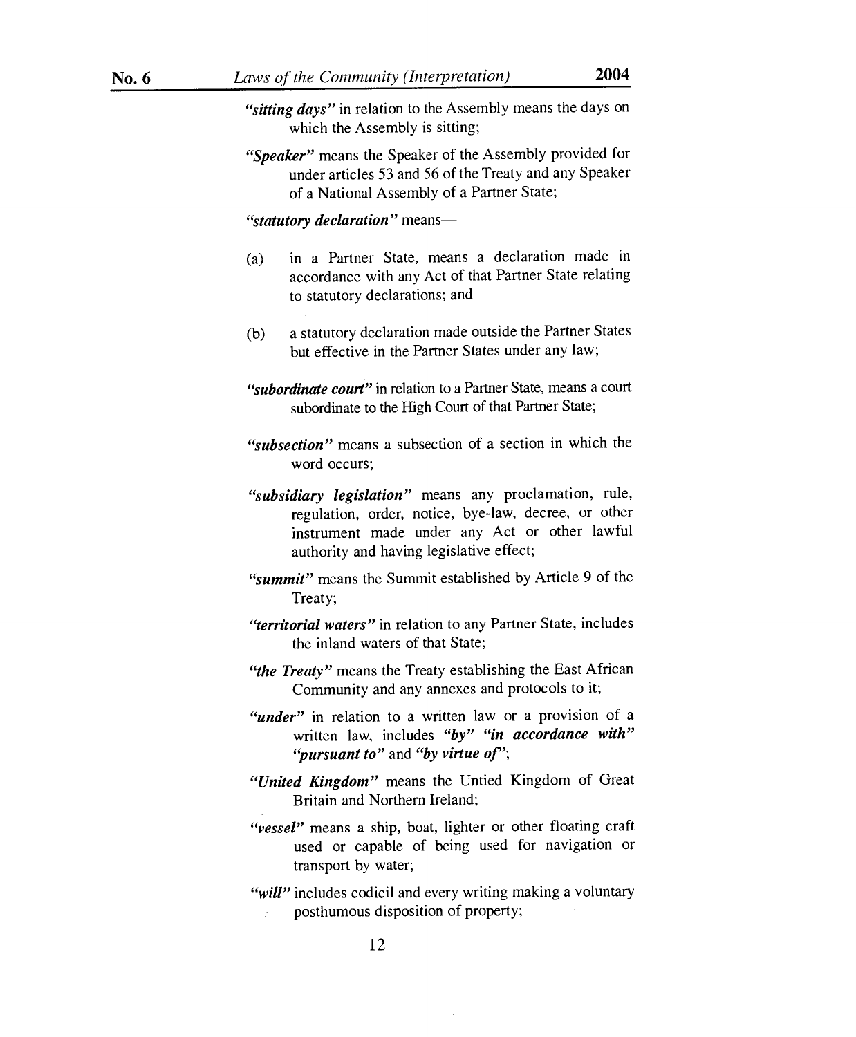***"sitting days"*** in relation to the Assembly means the days on which the Assembly is sitting;

***"Speaker"*** means the Speaker of the Assembly provided for under articles 53 and 56 of the Treaty and any Speaker of a National Assembly of a Partner State;

***"statutory declaration"*** means—

(a) in a Partner State, means a declaration made in accordance with any Act of that Partner State relating to statutory declarations; and

(b) a statutory declaration made outside the Partner States but effective in the Partner States under any law;

***"subordinate court"*** in relation to a Partner State, means a court subordinate to the High Court of that Partner State;

***"subsection"*** means a subsection of a section in which the word occurs;

***"subsidiary legislation"*** means any proclamation, rule, regulation, order, notice, bye-law, decree, or other instrument made under any Act or other lawful authority and having legislative effect;

***"summit"*** means the Summit established by Article 9 of the Treaty;

***"territorial waters"*** in relation to any Partner State, includes the inland waters of that State;

***"the Treaty"*** means the Treaty establishing the East African Community and any annexes and protocols to it;

***"under"*** in relation to a written law or a provision of a written law, includes ***"by" "in accordance with" "pursuant to"*** and ***"by virtue of"***;

***"United Kingdom"*** means the Untied Kingdom of Great Britain and Northern Ireland;

***"vessel"*** means a ship, boat, lighter or other floating craft used or capable of being used for navigation or transport by water;

***"will"*** includes codicil and every writing making a voluntary posthumous disposition of property;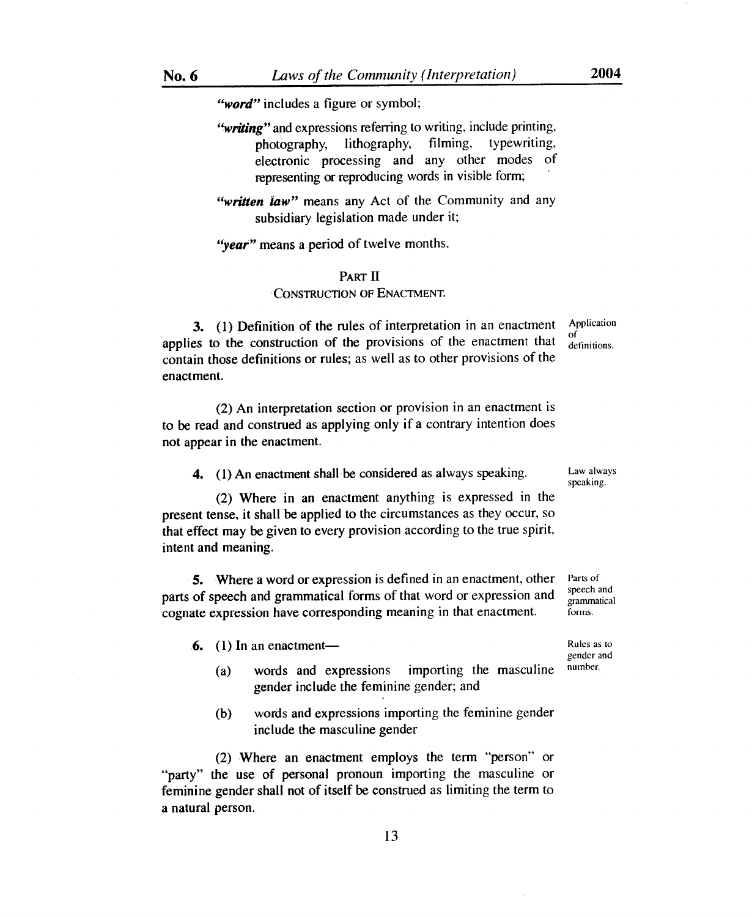***"word"*** includes a figure or symbol;

***"writing"*** and expressions referring to writing, include printing, photography, lithography, filming, typewriting, electronic processing and any other modes of representing or reproducing words in visible form;

***"written law"*** means any Act of the Community and any subsidiary legislation made under it;

***"year"*** means a period of twelve months.

## PART II

### CONSTRUCTION OF ENACTMENT.

Application of definitions.

**3.** (1) Definition of the rules of interpretation in an enactment applies to the construction of the provisions of the enactment that contain those definitions or rules; as well as to other provisions of the enactment.

(2) An interpretation section or provision in an enactment is to be read and construed as applying only if a contrary intention does not appear in the enactment.

Law always speaking.

**4.** (1) An enactment shall be considered as always speaking.

(2) Where in an enactment anything is expressed in the present tense, it shall be applied to the circumstances as they occur, so that effect may be given to every provision according to the true spirit, intent and meaning.

Parts of speech and grammatical forms.

**5.** Where a word or expression is defined in an enactment, other parts of speech and grammatical forms of that word or expression and cognate expression have corresponding meaning in that enactment.

Rules as to gender and number.

**6.** (1) In an enactment—

(a) words and expressions importing the masculine gender include the feminine gender; and

(b) words and expressions importing the feminine gender include the masculine gender

(2) Where an enactment employs the term "person" or "party" the use of personal pronoun importing the masculine or feminine gender shall not of itself be construed as limiting the term to a natural person.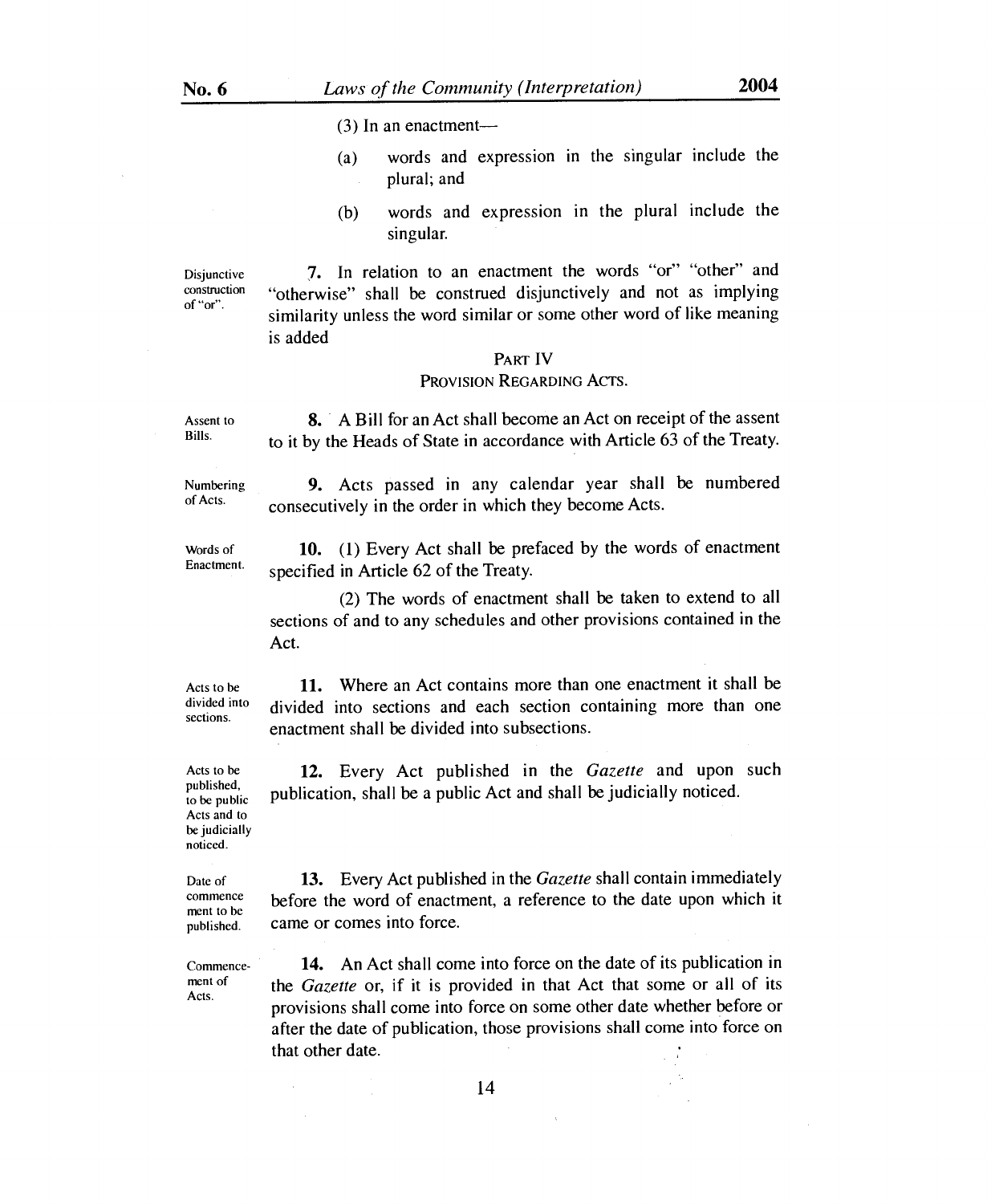(3) In an enactment—

(a) words and expression in the singular include the plural; and

(b) words and expression in the plural include the singular.

Disjunctive construction of "or".

**7.** In relation to an enactment the words "or" "other" and "otherwise" shall be construed disjunctively and not as implying similarity unless the word similar or some other word of like meaning is added

## PART IV

### PROVISION REGARDING ACTS.

Assent to Bills.

**8.** A Bill for an Act shall become an Act on receipt of the assent to it by the Heads of State in accordance with Article 63 of the Treaty.

Numbering of Acts.

**9.** Acts passed in any calendar year shall be numbered consecutively in the order in which they become Acts.

Words of Enactment.

**10.** (1) Every Act shall be prefaced by the words of enactment specified in Article 62 of the Treaty.

(2) The words of enactment shall be taken to extend to all sections of and to any schedules and other provisions contained in the Act.

Acts to be divided into sections.

**11.** Where an Act contains more than one enactment it shall be divided into sections and each section containing more than one enactment shall be divided into subsections.

Acts to be published, to be public Acts and to be judicially noticed.

**12.** Every Act published in the *Gazette* and upon such publication, shall be a public Act and shall be judicially noticed.

Date of commencement to be published.

**13.** Every Act published in the *Gazette* shall contain immediately before the word of enactment, a reference to the date upon which it came or comes into force.

Commencement of Acts.

**14.** An Act shall come into force on the date of its publication in the *Gazette* or, if it is provided in that Act that some or all of its provisions shall come into force on some other date whether before or after the date of publication, those provisions shall come into force on that other date.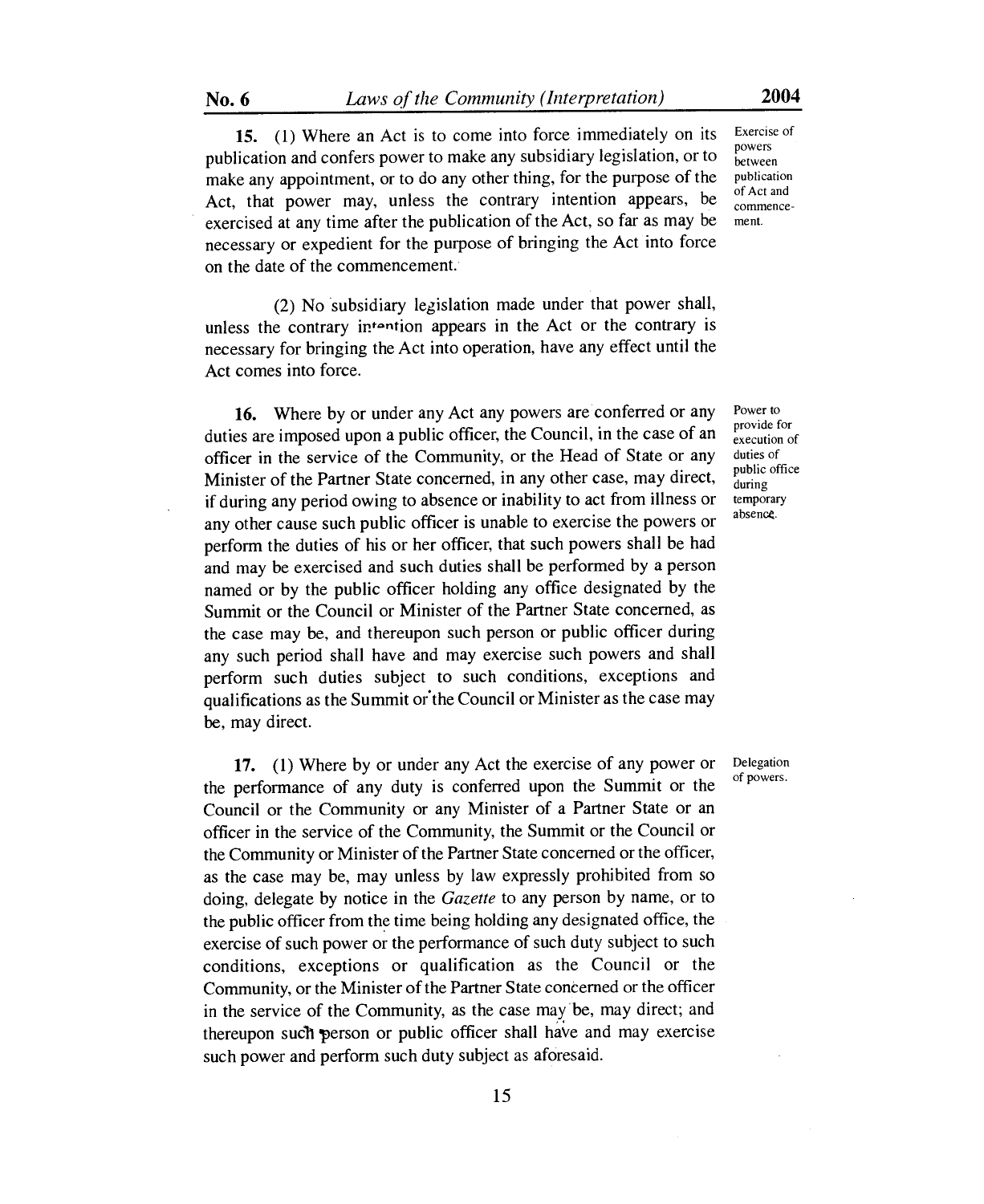**15.** (1) Where an Act is to come into force immediately on its publication and confers power to make any subsidiary legislation, or to make any appointment, or to do any other thing, for the purpose of the Act, that power may, unless the contrary intention appears, be exercised at any time after the publication of the Act, so far as may be necessary or expedient for the purpose of bringing the Act into force on the date of the commencement.

*Exercise of powers between publication of Act and commencement.*

(2) No subsidiary legislation made under that power shall, unless the contrary intention appears in the Act or the contrary is necessary for bringing the Act into operation, have any effect until the Act comes into force.

**16.** Where by or under any Act any powers are conferred or any duties are imposed upon a public officer, the Council, in the case of an officer in the service of the Community, or the Head of State or any Minister of the Partner State concerned, in any other case, may direct, if during any period owing to absence or inability to act from illness or any other cause such public officer is unable to exercise the powers or perform the duties of his or her officer, that such powers shall be had and may be exercised and such duties shall be performed by a person named or by the public officer holding any office designated by the Summit or the Council or Minister of the Partner State concerned, as the case may be, and thereupon such person or public officer during any such period shall have and may exercise such powers and shall perform such duties subject to such conditions, exceptions and qualifications as the Summit or the Council or Minister as the case may be, may direct.

*Power to provide for execution of duties of public office during temporary absence.*

**17.** (1) Where by or under any Act the exercise of any power or the performance of any duty is conferred upon the Summit or the Council or the Community or any Minister of a Partner State or an officer in the service of the Community, the Summit or the Council or the Community or Minister of the Partner State concerned or the officer, as the case may be, may unless by law expressly prohibited from so doing, delegate by notice in the *Gazette* to any person by name, or to the public officer from the time being holding any designated office, the exercise of such power or the performance of such duty subject to such conditions, exceptions or qualification as the Council or the Community, or the Minister of the Partner State concerned or the officer in the service of the Community, as the case may be, may direct; and thereupon such person or public officer shall have and may exercise such power and perform such duty subject as aforesaid.

*Delegation of powers.*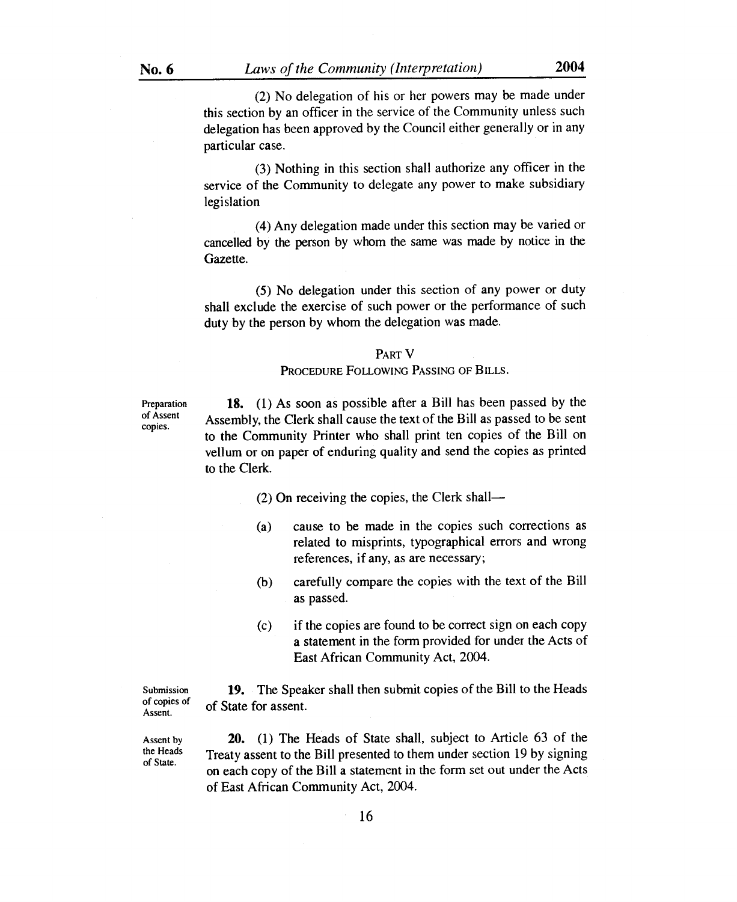(2) No delegation of his or her powers may be made under this section by an officer in the service of the Community unless such delegation has been approved by the Council either generally or in any particular case.

(3) Nothing in this section shall authorize any officer in the service of the Community to delegate any power to make subsidiary legislation

(4) Any delegation made under this section may be varied or cancelled by the person by whom the same was made by notice in the Gazette.

(5) No delegation under this section of any power or duty shall exclude the exercise of such power or the performance of such duty by the person by whom the delegation was made.

## PART V

## PROCEDURE FOLLOWING PASSING OF BILLS.

*Preparation of Assent copies.*

**18.** (1) As soon as possible after a Bill has been passed by the Assembly, the Clerk shall cause the text of the Bill as passed to be sent to the Community Printer who shall print ten copies of the Bill on vellum or on paper of enduring quality and send the copies as printed to the Clerk.

(2) On receiving the copies, the Clerk shall—

(a) cause to be made in the copies such corrections as related to misprints, typographical errors and wrong references, if any, as are necessary;

(b) carefully compare the copies with the text of the Bill as passed.

(c) if the copies are found to be correct sign on each copy a statement in the form provided for under the Acts of East African Community Act, 2004.

*Submission of copies of Assent.*

**19.** The Speaker shall then submit copies of the Bill to the Heads of State for assent.

*Assent by the Heads of State.*

**20.** (1) The Heads of State shall, subject to Article 63 of the Treaty assent to the Bill presented to them under section 19 by signing on each copy of the Bill a statement in the form set out under the Acts of East African Community Act, 2004.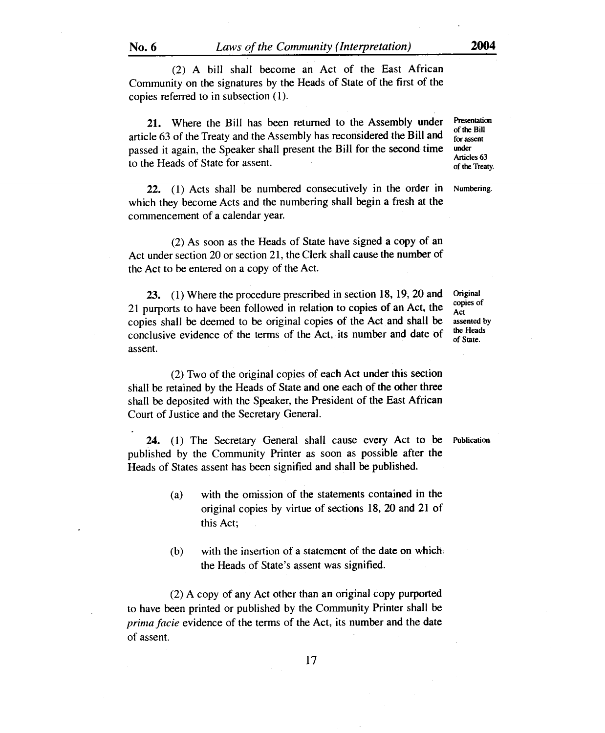(2) A bill shall become an Act of the East African Community on the signatures by the Heads of State of the first of the copies referred to in subsection (1).

**Presentation of the Bill for assent under Articles 63 of the Treaty.**

**21.** Where the Bill has been returned to the Assembly under article 63 of the Treaty and the Assembly has reconsidered the Bill and passed it again, the Speaker shall present the Bill for the second time to the Heads of State for assent.

**Numbering.**

**22.** (1) Acts shall be numbered consecutively in the order in which they become Acts and the numbering shall begin a fresh at the commencement of a calendar year.

(2) As soon as the Heads of State have signed a copy of an Act under section 20 or section 21, the Clerk shall cause the number of the Act to be entered on a copy of the Act.

**Original copies of Act assented by the Heads of State.**

**23.** (1) Where the procedure prescribed in section 18, 19, 20 and 21 purports to have been followed in relation to copies of an Act, the copies shall be deemed to be original copies of the Act and shall be conclusive evidence of the terms of the Act, its number and date of assent.

(2) Two of the original copies of each Act under this section shall be retained by the Heads of State and one each of the other three shall be deposited with the Speaker, the President of the East African Court of Justice and the Secretary General.

**Publication.**

**24.** (1) The Secretary General shall cause every Act to be published by the Community Printer as soon as possible after the Heads of States assent has been signified and shall be published.

(a) with the omission of the statements contained in the original copies by virtue of sections 18, 20 and 21 of this Act;

(b) with the insertion of a statement of the date on which the Heads of State's assent was signified.

(2) A copy of any Act other than an original copy purported to have been printed or published by the Community Printer shall be *prima facie* evidence of the terms of the Act, its number and the date of assent.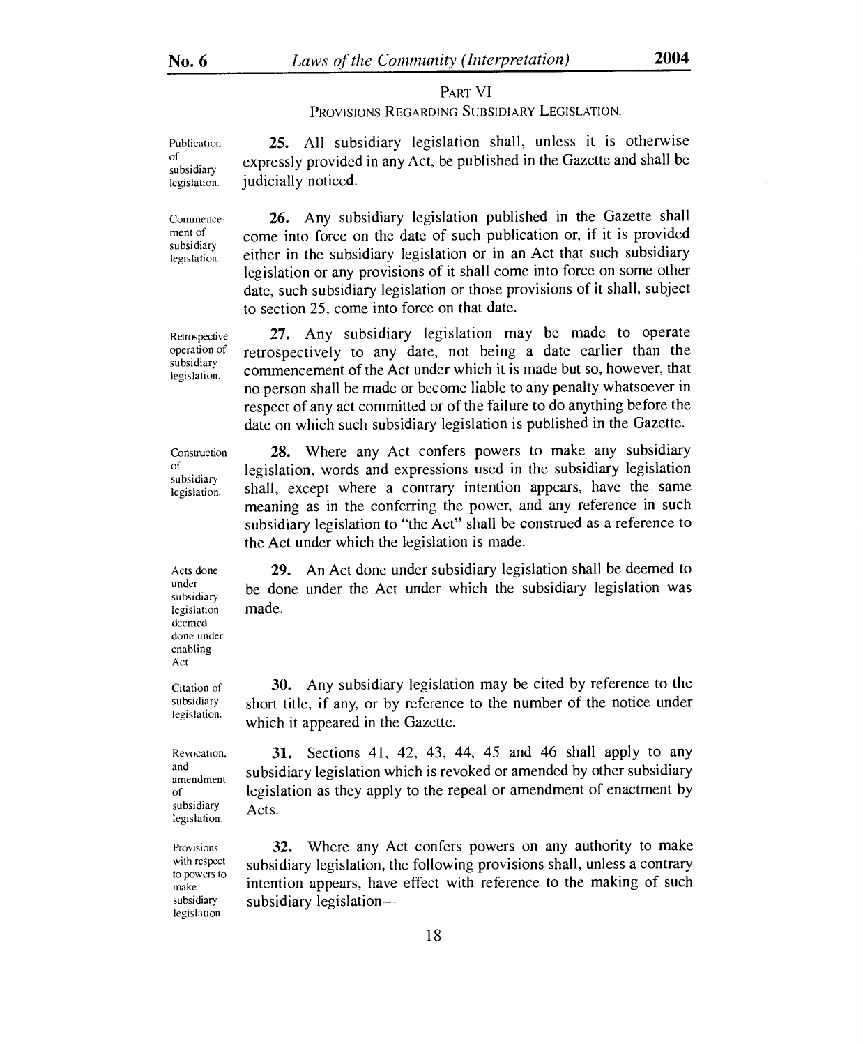## PART VI

### PROVISIONS REGARDING SUBSIDIARY LEGISLATION.

*Publication of subsidiary legislation.*

**25.** All subsidiary legislation shall, unless it is otherwise expressly provided in any Act, be published in the Gazette and shall be judicially noticed.

*Commencement of subsidiary legislation.*

**26.** Any subsidiary legislation published in the Gazette shall come into force on the date of such publication or, if it is provided either in the subsidiary legislation or in an Act that such subsidiary legislation or any provisions of it shall come into force on some other date, such subsidiary legislation or those provisions of it shall, subject to section 25, come into force on that date.

*Retrospective operation of subsidiary legislation.*

**27.** Any subsidiary legislation may be made to operate retrospectively to any date, not being a date earlier than the commencement of the Act under which it is made but so, however, that no person shall be made or become liable to any penalty whatsoever in respect of any act committed or of the failure to do anything before the date on which such subsidiary legislation is published in the Gazette.

*Construction of subsidiary legislation.*

**28.** Where any Act confers powers to make any subsidiary legislation, words and expressions used in the subsidiary legislation shall, except where a contrary intention appears, have the same meaning as in the conferring the power, and any reference in such subsidiary legislation to "the Act" shall be construed as a reference to the Act under which the legislation is made.

*Acts done under subsidiary legislation deemed done under enabling Act.*

**29.** An Act done under subsidiary legislation shall be deemed to be done under the Act under which the subsidiary legislation was made.

*Citation of subsidiary legislation.*

**30.** Any subsidiary legislation may be cited by reference to the short title, if any, or by reference to the number of the notice under which it appeared in the Gazette.

*Revocation, and amendment of subsidiary legislation.*

**31.** Sections 41, 42, 43, 44, 45 and 46 shall apply to any subsidiary legislation which is revoked or amended by other subsidiary legislation as they apply to the repeal or amendment of enactment by Acts.

*Provisions with respect to powers to make subsidiary legislation.*

**32.** Where any Act confers powers on any authority to make subsidiary legislation, the following provisions shall, unless a contrary intention appears, have effect with reference to the making of such subsidiary legislation—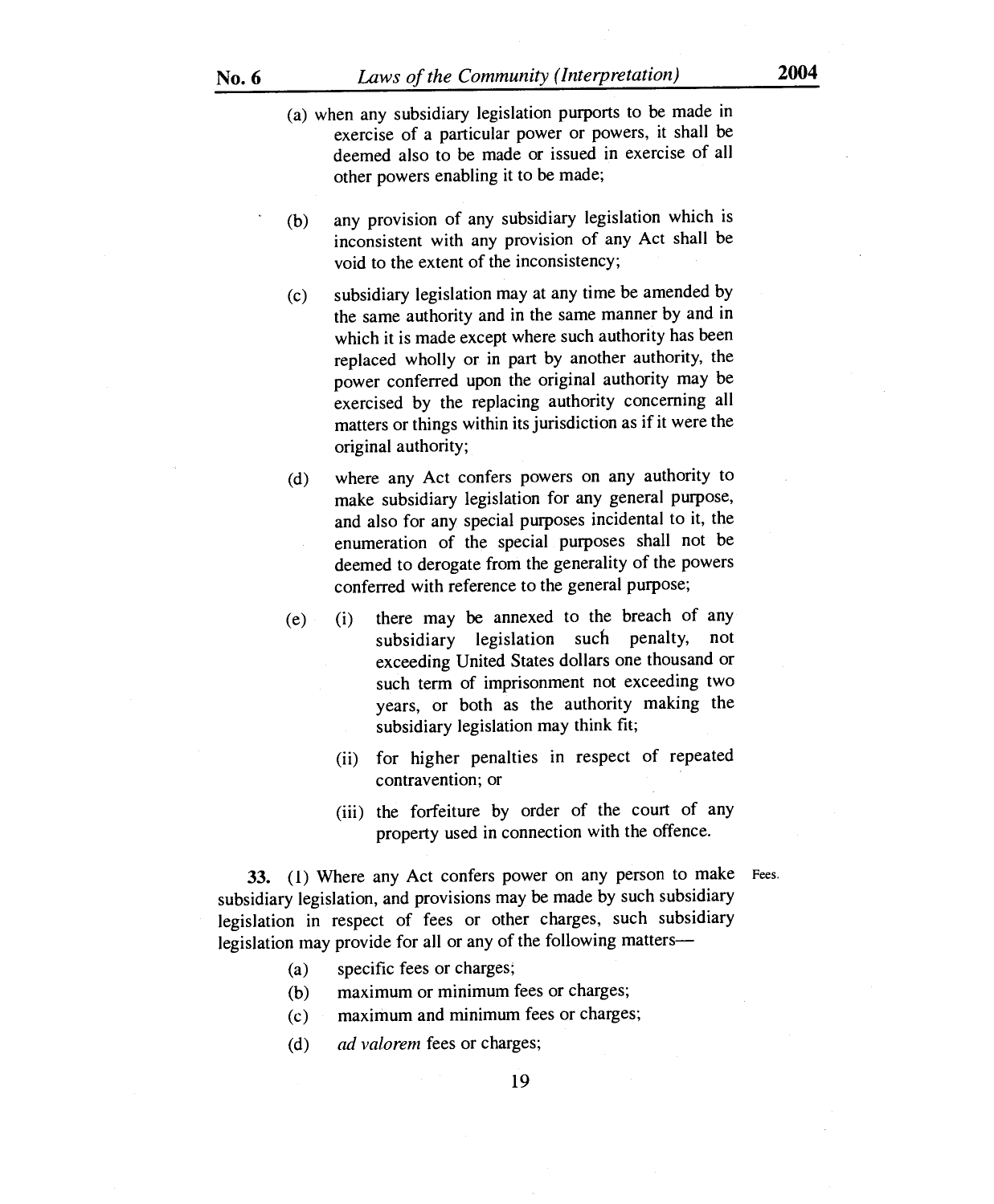(a) when any subsidiary legislation purports to be made in exercise of a particular power or powers, it shall be deemed also to be made or issued in exercise of all other powers enabling it to be made;

(b) any provision of any subsidiary legislation which is inconsistent with any provision of any Act shall be void to the extent of the inconsistency;

(c) subsidiary legislation may at any time be amended by the same authority and in the same manner by and in which it is made except where such authority has been replaced wholly or in part by another authority, the power conferred upon the original authority may be exercised by the replacing authority concerning all matters or things within its jurisdiction as if it were the original authority;

(d) where any Act confers powers on any authority to make subsidiary legislation for any general purpose, and also for any special purposes incidental to it, the enumeration of the special purposes shall not be deemed to derogate from the generality of the powers conferred with reference to the general purpose;

(e) (i) there may be annexed to the breach of any subsidiary legislation such penalty, not exceeding United States dollars one thousand or such term of imprisonment not exceeding two years, or both as the authority making the subsidiary legislation may think fit;

(ii) for higher penalties in respect of repeated contravention; or

(iii) the forfeiture by order of the court of any property used in connection with the offence.

**33.** (1) Where any Act confers power on any person to make subsidiary legislation, and provisions may be made by such subsidiary legislation in respect of fees or other charges, such subsidiary legislation may provide for all or any of the following matters—

Fees.

(a) specific fees or charges;

(b) maximum or minimum fees or charges;

(c) maximum and minimum fees or charges;

(d) *ad valorem* fees or charges;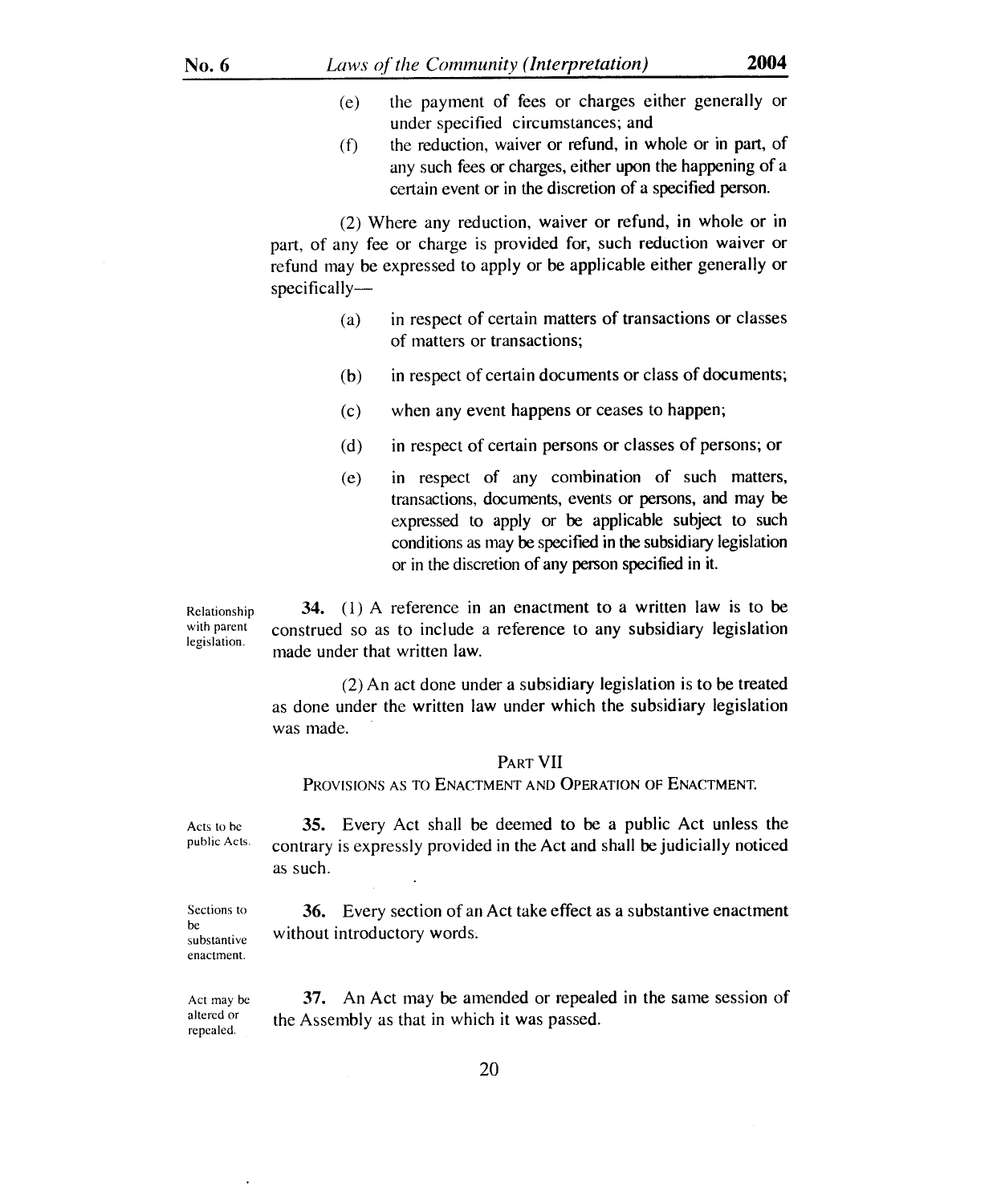(e) the payment of fees or charges either generally or under specified circumstances; and

(f) the reduction, waiver or refund, in whole or in part, of any such fees or charges, either upon the happening of a certain event or in the discretion of a specified person.

(2) Where any reduction, waiver or refund, in whole or in part, of any fee or charge is provided for, such reduction waiver or refund may be expressed to apply or be applicable either generally or specifically—

(a) in respect of certain matters of transactions or classes of matters or transactions;

(b) in respect of certain documents or class of documents;

(c) when any event happens or ceases to happen;

(d) in respect of certain persons or classes of persons; or

(e) in respect of any combination of such matters, transactions, documents, events or persons, and may be expressed to apply or be applicable subject to such conditions as may be specified in the subsidiary legislation or in the discretion of any person specified in it.

Relationship with parent legislation.

**34.** (1) A reference in an enactment to a written law is to be construed so as to include a reference to any subsidiary legislation made under that written law.

(2) An act done under a subsidiary legislation is to be treated as done under the written law under which the subsidiary legislation was made.

## PART VII

### PROVISIONS AS TO ENACTMENT AND OPERATION OF ENACTMENT.

Acts to be public Acts.

**35.** Every Act shall be deemed to be a public Act unless the contrary is expressly provided in the Act and shall be judicially noticed as such.

Sections to be substantive enactment.

**36.** Every section of an Act take effect as a substantive enactment without introductory words.

Act may be altered or repealed.

**37.** An Act may be amended or repealed in the same session of the Assembly as that in which it was passed.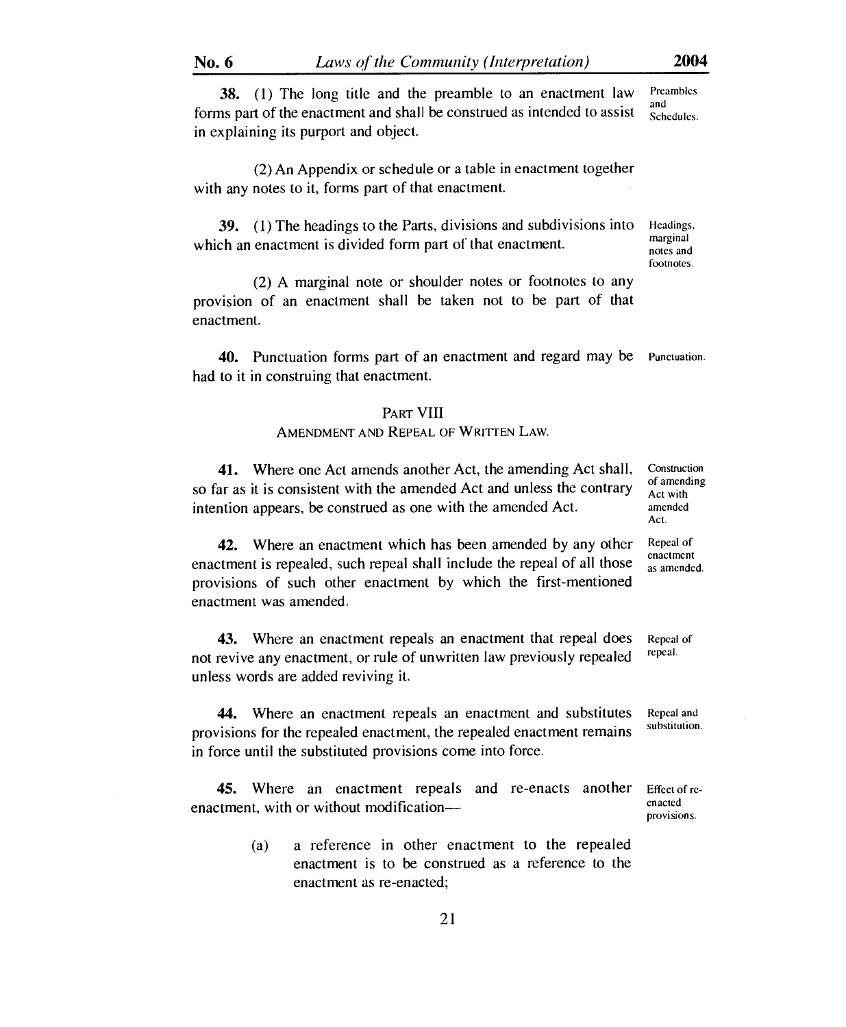**38.** (1) The long title and the preamble to an enactment law forms part of the enactment and shall be construed as intended to assist in explaining its purport and object.

Preambles and Schedules.

(2) An Appendix or schedule or a table in enactment together with any notes to it, forms part of that enactment.

**39.** (1) The headings to the Parts, divisions and subdivisions into which an enactment is divided form part of that enactment.

Headings, marginal notes and footnotes.

(2) A marginal note or shoulder notes or footnotes to any provision of an enactment shall be taken not to be part of that enactment.

**40.** Punctuation forms part of an enactment and regard may be had to it in construing that enactment.

Punctuation.

## PART VIII
## AMENDMENT AND REPEAL OF WRITTEN LAW.

**41.** Where one Act amends another Act, the amending Act shall, so far as it is consistent with the amended Act and unless the contrary intention appears, be construed as one with the amended Act.

Construction of amending Act with amended Act.

**42.** Where an enactment which has been amended by any other enactment is repealed, such repeal shall include the repeal of all those provisions of such other enactment by which the first-mentioned enactment was amended.

Repeal of enactment as amended.

**43.** Where an enactment repeals an enactment that repeal does not revive any enactment, or rule of unwritten law previously repealed unless words are added reviving it.

Repeal of repeal.

**44.** Where an enactment repeals an enactment and substitutes provisions for the repealed enactment, the repealed enactment remains in force until the substituted provisions come into force.

Repeal and substitution.

**45.** Where an enactment repeals and re-enacts another enactment, with or without modification—

Effect of re-enacted provisions.

(a) a reference in other enactment to the repealed enactment is to be construed as a reference to the enactment as re-enacted;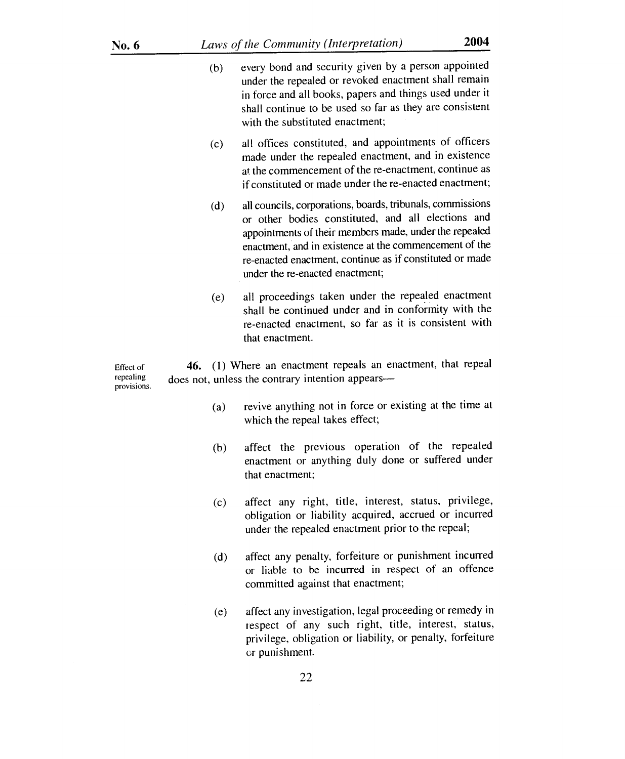(b) every bond and security given by a person appointed under the repealed or revoked enactment shall remain in force and all books, papers and things used under it shall continue to be used so far as they are consistent with the substituted enactment;

(c) all offices constituted, and appointments of officers made under the repealed enactment, and in existence at the commencement of the re-enactment, continue as if constituted or made under the re-enacted enactment;

(d) all councils, corporations, boards, tribunals, commissions or other bodies constituted, and all elections and appointments of their members made, under the repealed enactment, and in existence at the commencement of the re-enacted enactment, continue as if constituted or made under the re-enacted enactment;

(e) all proceedings taken under the repealed enactment shall be continued under and in conformity with the re-enacted enactment, so far as it is consistent with that enactment.

*Effect of repealing provisions.*

**46.** (1) Where an enactment repeals an enactment, that repeal does not, unless the contrary intention appears—

(a) revive anything not in force or existing at the time at which the repeal takes effect;

(b) affect the previous operation of the repealed enactment or anything duly done or suffered under that enactment;

(c) affect any right, title, interest, status, privilege, obligation or liability acquired, accrued or incurred under the repealed enactment prior to the repeal;

(d) affect any penalty, forfeiture or punishment incurred or liable to be incurred in respect of an offence committed against that enactment;

(e) affect any investigation, legal proceeding or remedy in respect of any such right, title, interest, status, privilege, obligation or liability, or penalty, forfeiture or punishment.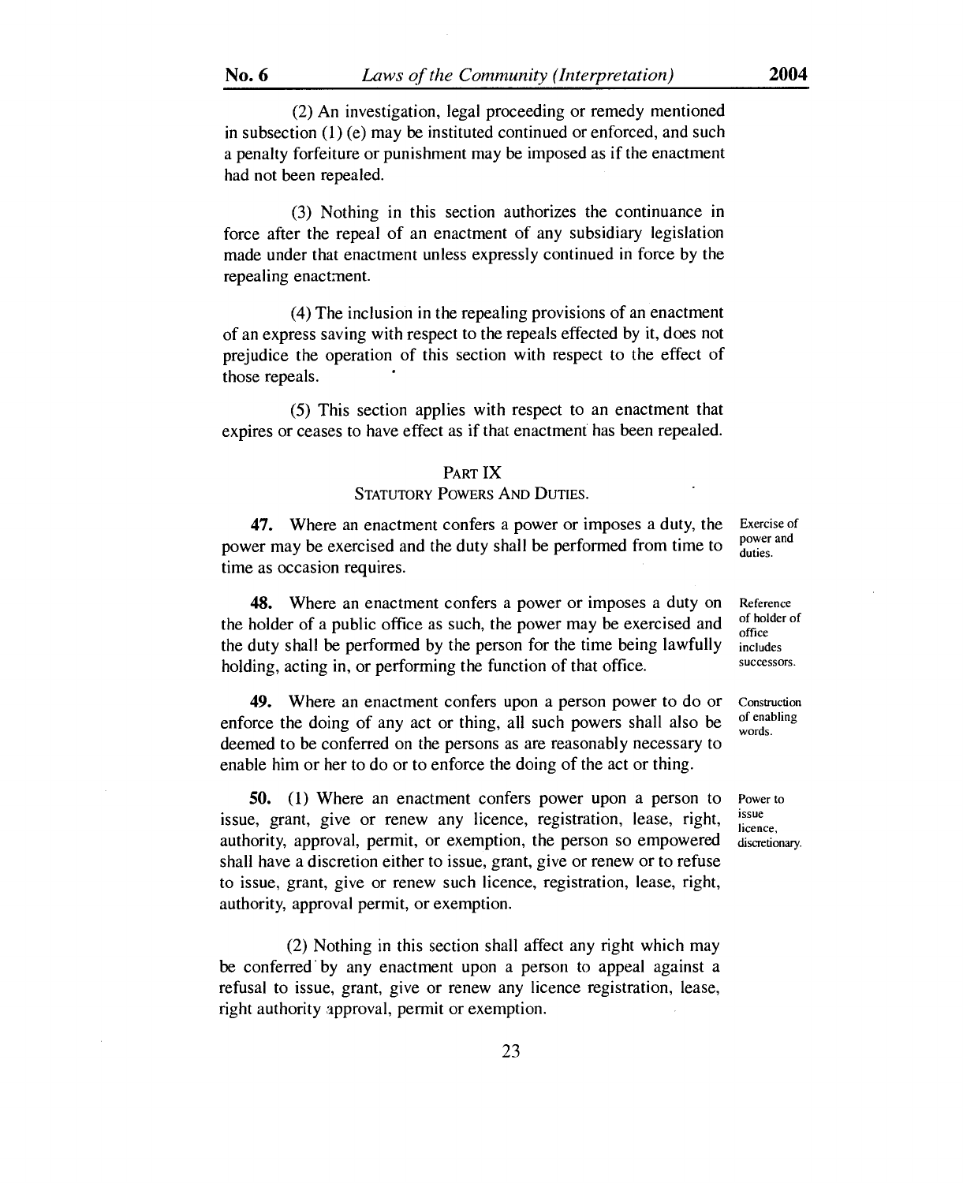(2) An investigation, legal proceeding or remedy mentioned in subsection (1) (e) may be instituted continued or enforced, and such a penalty forfeiture or punishment may be imposed as if the enactment had not been repealed.

(3) Nothing in this section authorizes the continuance in force after the repeal of an enactment of any subsidiary legislation made under that enactment unless expressly continued in force by the repealing enactment.

(4) The inclusion in the repealing provisions of an enactment of an express saving with respect to the repeals effected by it, does not prejudice the operation of this section with respect to the effect of those repeals.

(5) This section applies with respect to an enactment that expires or ceases to have effect as if that enactment has been repealed.

## PART IX
### STATUTORY POWERS AND DUTIES.

*Exercise of power and duties.*

**47.** Where an enactment confers a power or imposes a duty, the power may be exercised and the duty shall be performed from time to time as occasion requires.

*Reference of holder of office includes successors.*

**48.** Where an enactment confers a power or imposes a duty on the holder of a public office as such, the power may be exercised and the duty shall be performed by the person for the time being lawfully holding, acting in, or performing the function of that office.

*Construction of enabling words.*

**49.** Where an enactment confers upon a person power to do or enforce the doing of any act or thing, all such powers shall also be deemed to be conferred on the persons as are reasonably necessary to enable him or her to do or to enforce the doing of the act or thing.

*Power to issue licence, discretionary.*

**50.** (1) Where an enactment confers power upon a person to issue, grant, give or renew any licence, registration, lease, right, authority, approval, permit, or exemption, the person so empowered shall have a discretion either to issue, grant, give or renew or to refuse to issue, grant, give or renew such licence, registration, lease, right, authority, approval permit, or exemption.

(2) Nothing in this section shall affect any right which may be conferred by any enactment upon a person to appeal against a refusal to issue, grant, give or renew any licence registration, lease, right authority approval, permit or exemption.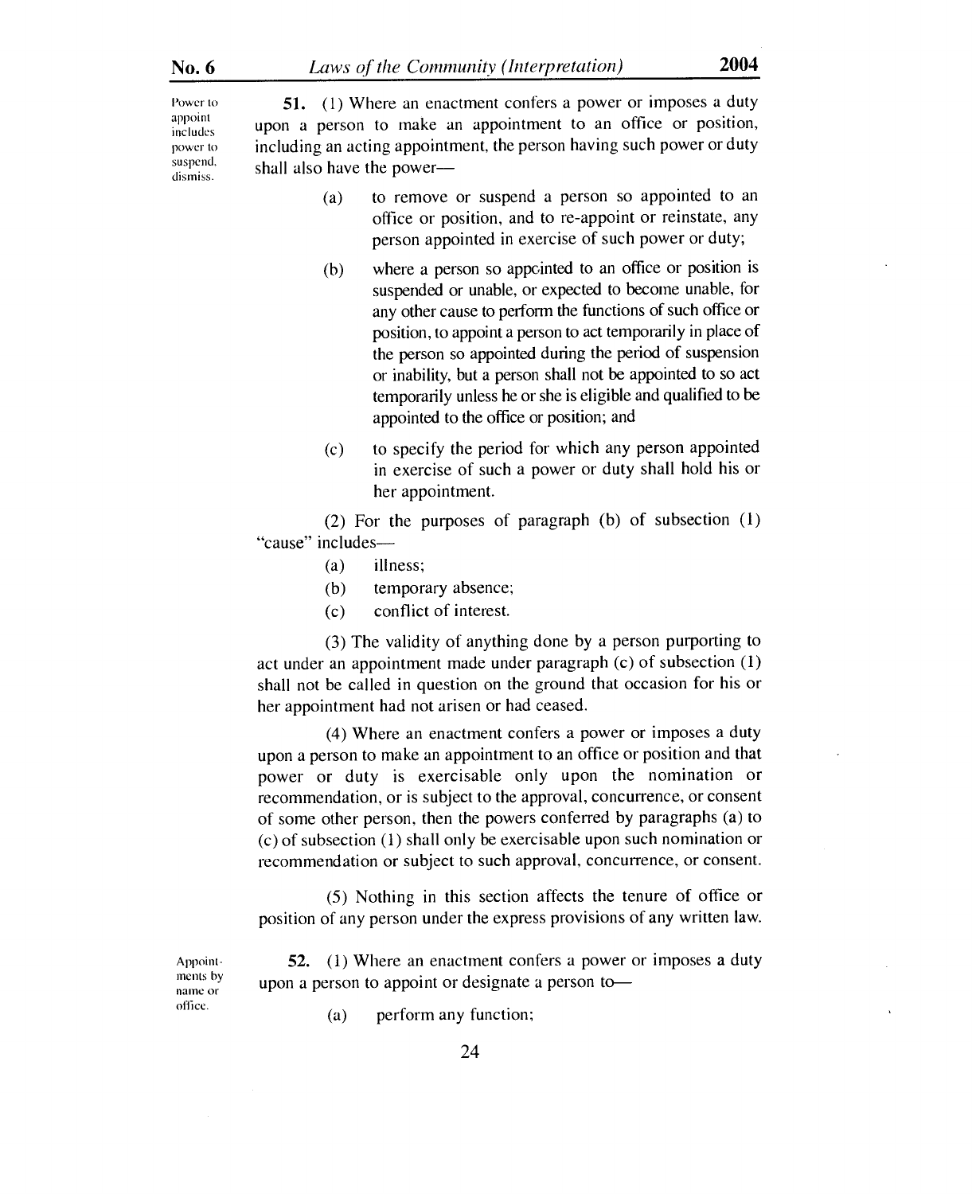Power to appoint includes power to suspend, dismiss.

**51.** (1) Where an enactment confers a power or imposes a duty upon a person to make an appointment to an office or position, including an acting appointment, the person having such power or duty shall also have the power—

(a) to remove or suspend a person so appointed to an office or position, and to re-appoint or reinstate, any person appointed in exercise of such power or duty;

(b) where a person so appointed to an office or position is suspended or unable, or expected to become unable, for any other cause to perform the functions of such office or position, to appoint a person to act temporarily in place of the person so appointed during the period of suspension or inability, but a person shall not be appointed to so act temporarily unless he or she is eligible and qualified to be appointed to the office or position; and

(c) to specify the period for which any person appointed in exercise of such a power or duty shall hold his or her appointment.

(2) For the purposes of paragraph (b) of subsection (1) "cause" includes—

(a) illness;

(b) temporary absence;

(c) conflict of interest.

(3) The validity of anything done by a person purporting to act under an appointment made under paragraph (c) of subsection (1) shall not be called in question on the ground that occasion for his or her appointment had not arisen or had ceased.

(4) Where an enactment confers a power or imposes a duty upon a person to make an appointment to an office or position and that power or duty is exercisable only upon the nomination or recommendation, or is subject to the approval, concurrence, or consent of some other person, then the powers conferred by paragraphs (a) to (c) of subsection (1) shall only be exercisable upon such nomination or recommendation or subject to such approval, concurrence, or consent.

(5) Nothing in this section affects the tenure of office or position of any person under the express provisions of any written law.

Appointments by name or office.

**52.** (1) Where an enactment confers a power or imposes a duty upon a person to appoint or designate a person to—

(a) perform any function;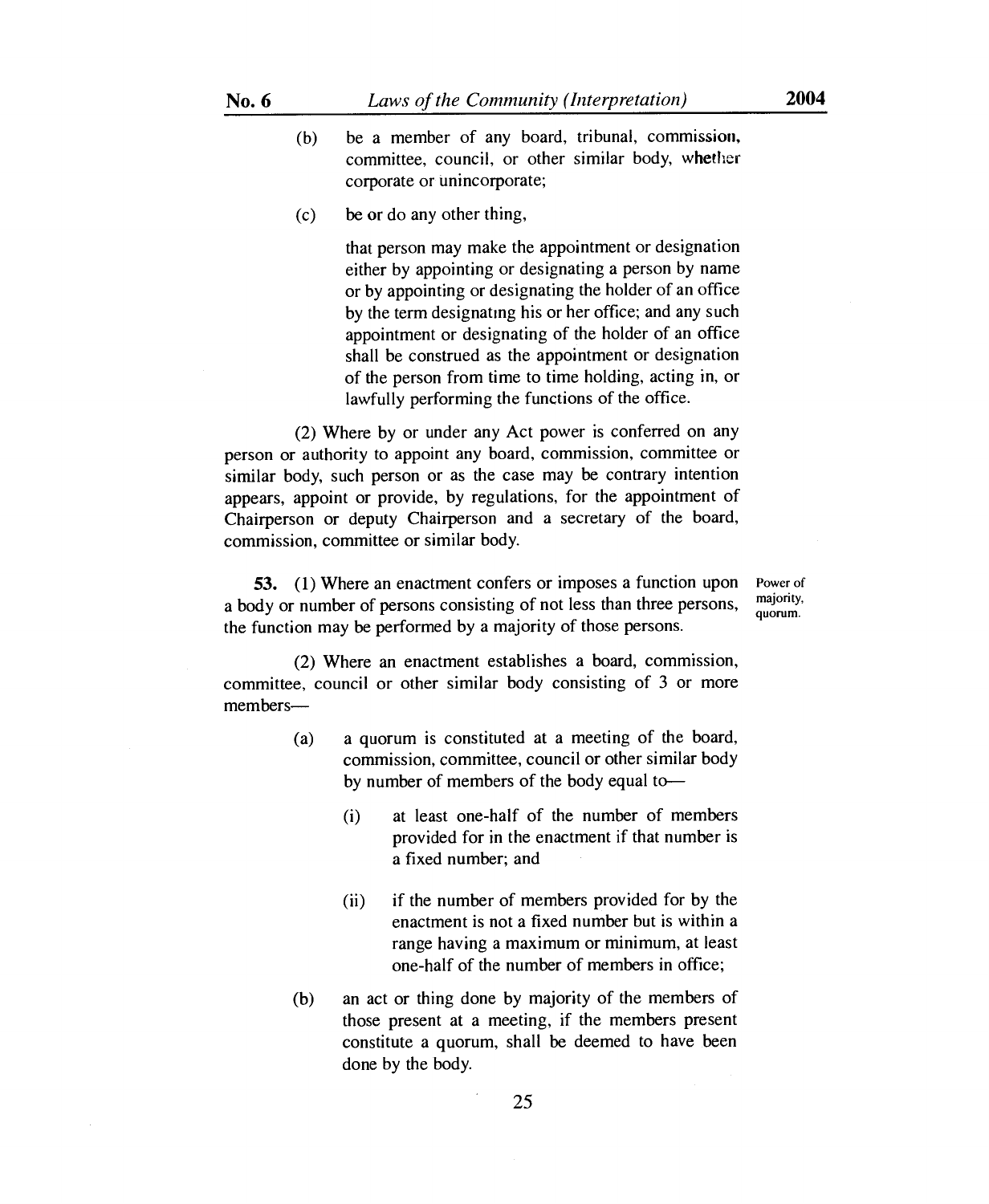(b) be a member of any board, tribunal, commission, committee, council, or other similar body, whether corporate or unincorporate;

(c) be or do any other thing,

that person may make the appointment or designation either by appointing or designating a person by name or by appointing or designating the holder of an office by the term designating his or her office; and any such appointment or designating of the holder of an office shall be construed as the appointment or designation of the person from time to time holding, acting in, or lawfully performing the functions of the office.

(2) Where by or under any Act power is conferred on any person or authority to appoint any board, commission, committee or similar body, such person or as the case may be contrary intention appears, appoint or provide, by regulations, for the appointment of Chairperson or deputy Chairperson and a secretary of the board, commission, committee or similar body.

**53.** (1) Where an enactment confers or imposes a function upon a body or number of persons consisting of not less than three persons, the function may be performed by a majority of those persons.

Power of majority, quorum.

(2) Where an enactment establishes a board, commission, committee, council or other similar body consisting of 3 or more members—

(a) a quorum is constituted at a meeting of the board, commission, committee, council or other similar body by number of members of the body equal to—

(i) at least one-half of the number of members provided for in the enactment if that number is a fixed number; and

(ii) if the number of members provided for by the enactment is not a fixed number but is within a range having a maximum or minimum, at least one-half of the number of members in office;

(b) an act or thing done by majority of the members of those present at a meeting, if the members present constitute a quorum, shall be deemed to have been done by the body.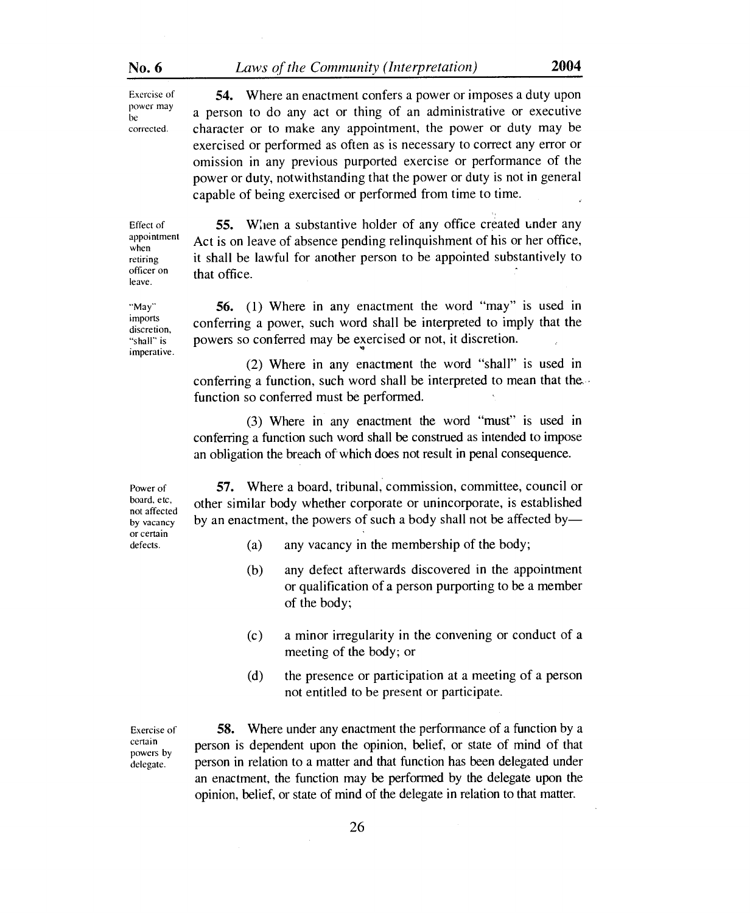Exercise of power may be corrected.

**54.** Where an enactment confers a power or imposes a duty upon a person to do any act or thing of an administrative or executive character or to make any appointment, the power or duty may be exercised or performed as often as is necessary to correct any error or omission in any previous purported exercise or performance of the power or duty, notwithstanding that the power or duty is not in general capable of being exercised or performed from time to time.

Effect of appointment when retiring officer on leave.

**55.** When a substantive holder of any office created under any Act is on leave of absence pending relinquishment of his or her office, it shall be lawful for another person to be appointed substantively to that office.

"May" imports discretion, "shall" is imperative.

**56.** (1) Where in any enactment the word "may" is used in conferring a power, such word shall be interpreted to imply that the powers so conferred may be exercised or not, it discretion.

(2) Where in any enactment the word "shall" is used in conferring a function, such word shall be interpreted to mean that the function so conferred must be performed.

(3) Where in any enactment the word "must" is used in conferring a function such word shall be construed as intended to impose an obligation the breach of which does not result in penal consequence.

Power of board, etc, not affected by vacancy or certain defects.

**57.** Where a board, tribunal, commission, committee, council or other similar body whether corporate or unincorporate, is established by an enactment, the powers of such a body shall not be affected by—

(a) any vacancy in the membership of the body;

(b) any defect afterwards discovered in the appointment or qualification of a person purporting to be a member of the body;

(c) a minor irregularity in the convening or conduct of a meeting of the body; or

(d) the presence or participation at a meeting of a person not entitled to be present or participate.

Exercise of certain powers by delegate.

**58.** Where under any enactment the performance of a function by a person is dependent upon the opinion, belief, or state of mind of that person in relation to a matter and that function has been delegated under an enactment, the function may be performed by the delegate upon the opinion, belief, or state of mind of the delegate in relation to that matter.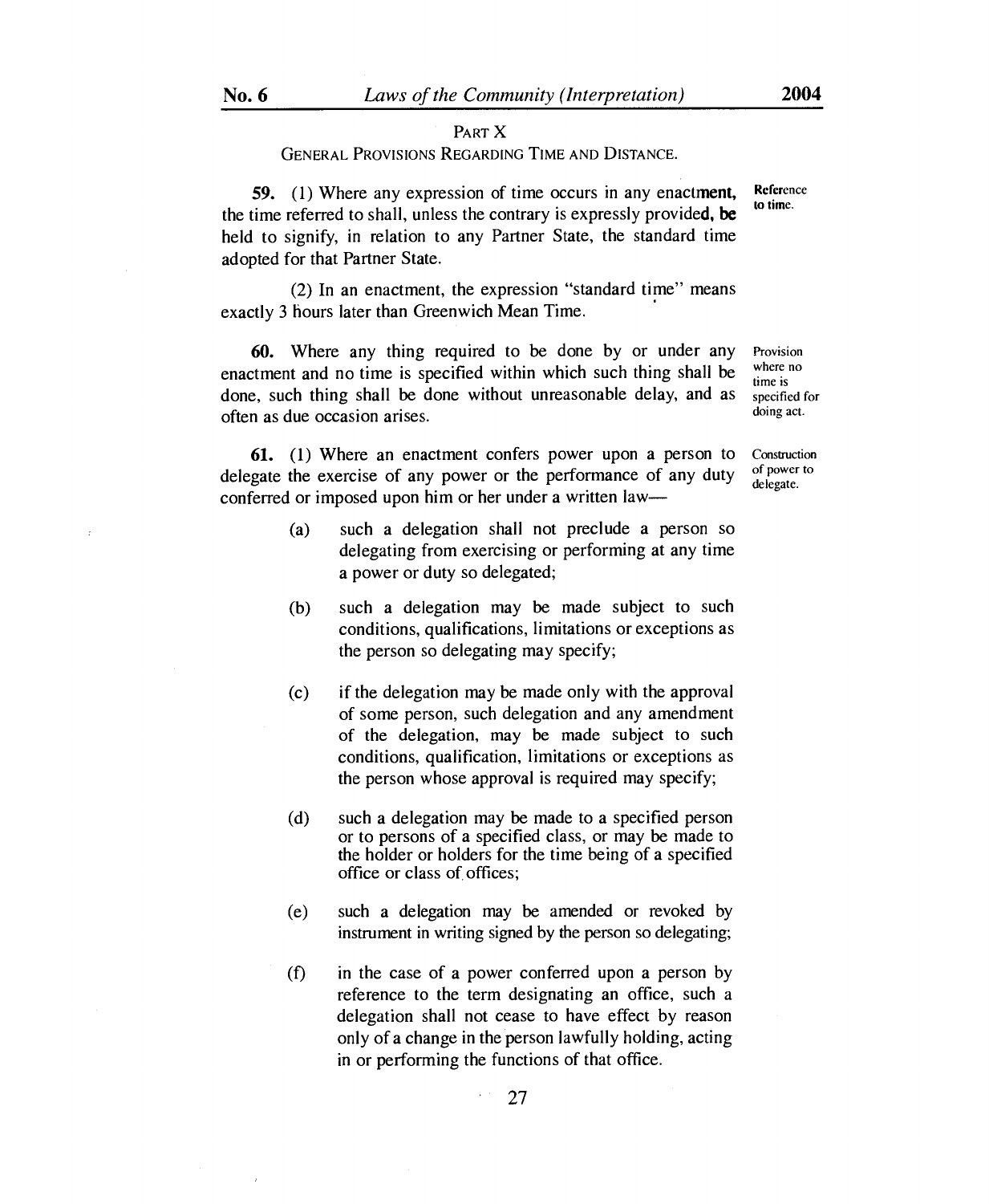## PART X

### GENERAL PROVISIONS REGARDING TIME AND DISTANCE.

**59.** (1) Where any expression of time occurs in any enactment, the time referred to shall, unless the contrary is expressly provided, be held to signify, in relation to any Partner State, the standard time adopted for that Partner State.

Reference to time.

(2) In an enactment, the expression "standard time" means exactly 3 hours later than Greenwich Mean Time.

**60.** Where any thing required to be done by or under any enactment and no time is specified within which such thing shall be done, such thing shall be done without unreasonable delay, and as often as due occasion arises.

Provision where no time is specified for doing act.

**61.** (1) Where an enactment confers power upon a person to delegate the exercise of any power or the performance of any duty conferred or imposed upon him or her under a written law—

Construction of power to delegate.

(a) such a delegation shall not preclude a person so delegating from exercising or performing at any time a power or duty so delegated;

(b) such a delegation may be made subject to such conditions, qualifications, limitations or exceptions as the person so delegating may specify;

(c) if the delegation may be made only with the approval of some person, such delegation and any amendment of the delegation, may be made subject to such conditions, qualification, limitations or exceptions as the person whose approval is required may specify;

(d) such a delegation may be made to a specified person or to persons of a specified class, or may be made to the holder or holders for the time being of a specified office or class of offices;

(e) such a delegation may be amended or revoked by instrument in writing signed by the person so delegating;

(f) in the case of a power conferred upon a person by reference to the term designating an office, such a delegation shall not cease to have effect by reason only of a change in the person lawfully holding, acting in or performing the functions of that office.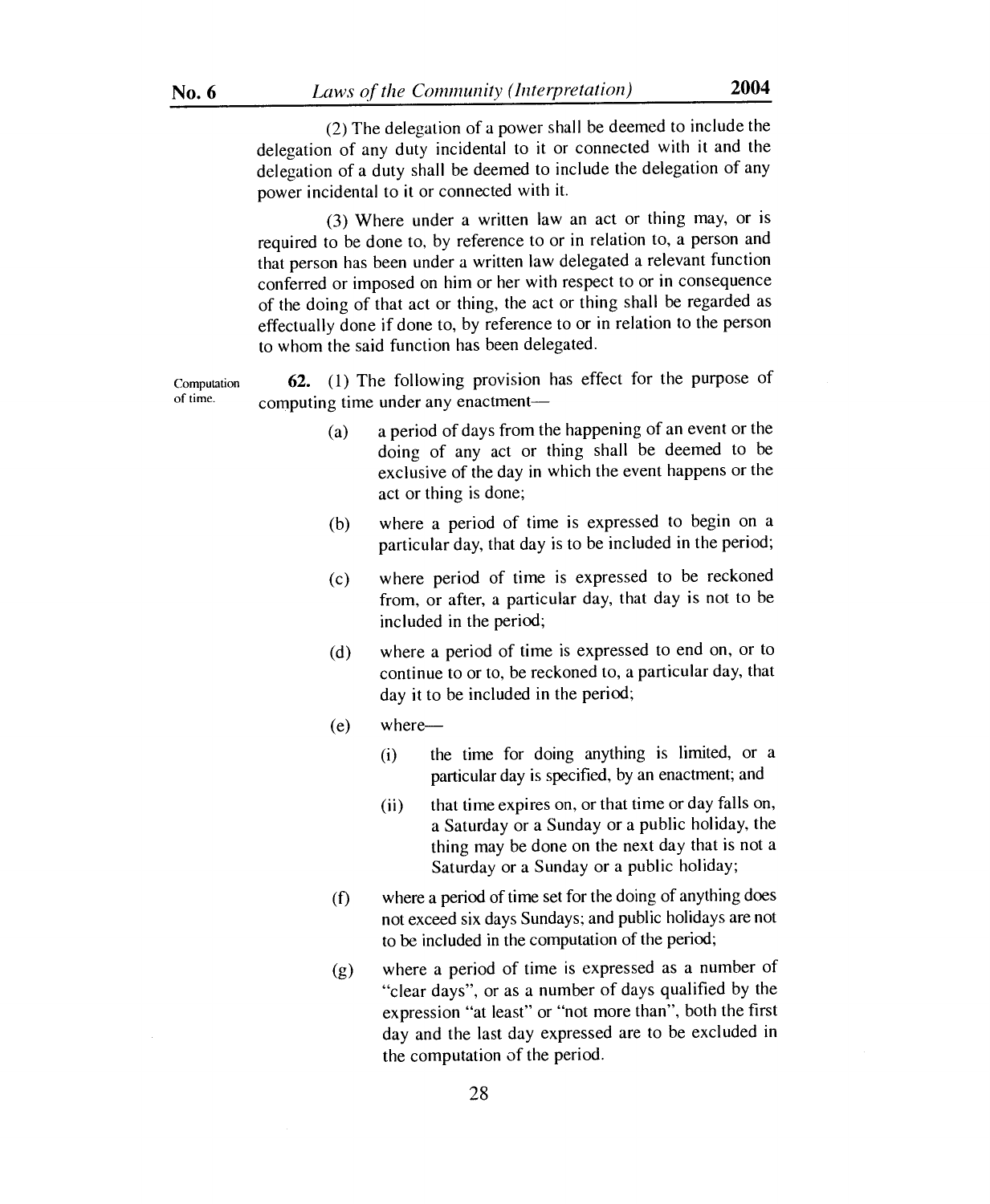(2) The delegation of a power shall be deemed to include the delegation of any duty incidental to it or connected with it and the delegation of a duty shall be deemed to include the delegation of any power incidental to it or connected with it.

(3) Where under a written law an act or thing may, or is required to be done to, by reference to or in relation to, a person and that person has been under a written law delegated a relevant function conferred or imposed on him or her with respect to or in consequence of the doing of that act or thing, the act or thing shall be regarded as effectually done if done to, by reference to or in relation to the person to whom the said function has been delegated.

Computation of time.

**62.** (1) The following provision has effect for the purpose of computing time under any enactment—

(a) a period of days from the happening of an event or the doing of any act or thing shall be deemed to be exclusive of the day in which the event happens or the act or thing is done;

(b) where a period of time is expressed to begin on a particular day, that day is to be included in the period;

(c) where period of time is expressed to be reckoned from, or after, a particular day, that day is not to be included in the period;

(d) where a period of time is expressed to end on, or to continue to or to, be reckoned to, a particular day, that day it to be included in the period;

(e) where—

(i) the time for doing anything is limited, or a particular day is specified, by an enactment; and

(ii) that time expires on, or that time or day falls on, a Saturday or a Sunday or a public holiday, the thing may be done on the next day that is not a Saturday or a Sunday or a public holiday;

(f) where a period of time set for the doing of anything does not exceed six days Sundays; and public holidays are not to be included in the computation of the period;

(g) where a period of time is expressed as a number of "clear days", or as a number of days qualified by the expression "at least" or "not more than", both the first day and the last day expressed are to be excluded in the computation of the period.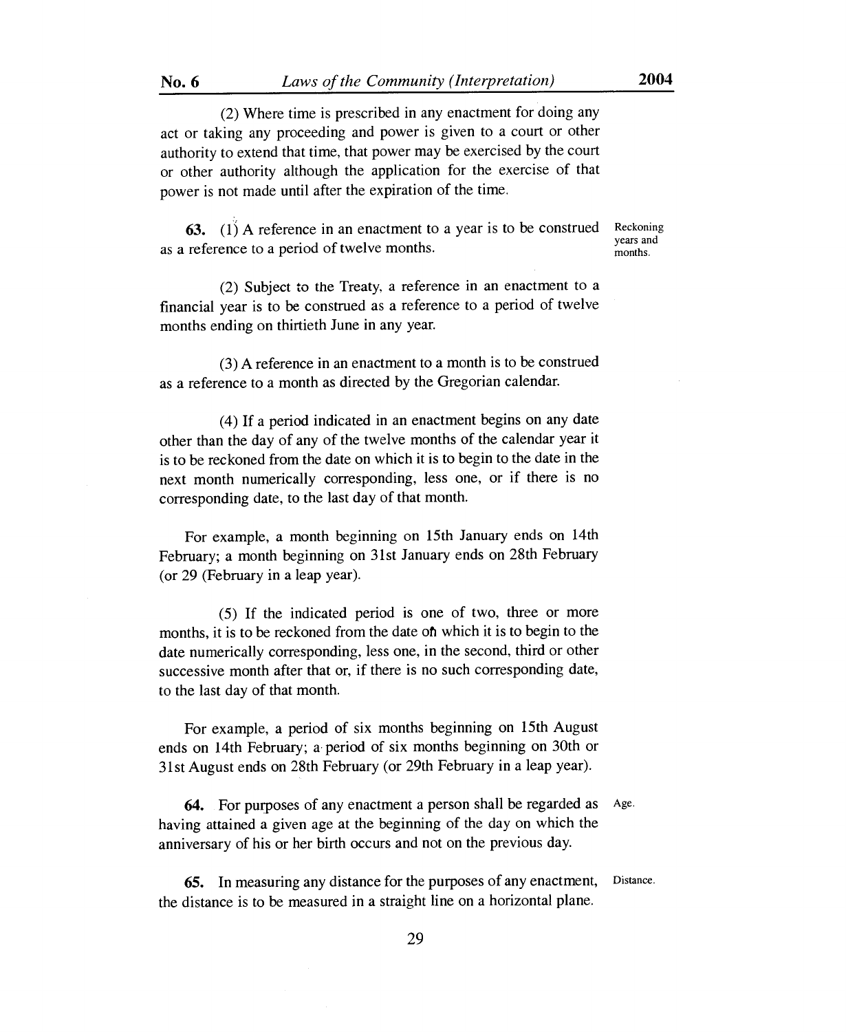(2) Where time is prescribed in any enactment for doing any act or taking any proceeding and power is given to a court or other authority to extend that time, that power may be exercised by the court or other authority although the application for the exercise of that power is not made until after the expiration of the time.

**63.** (1) A reference in an enactment to a year is to be construed as a reference to a period of twelve months.

Reckoning years and months.

(2) Subject to the Treaty, a reference in an enactment to a financial year is to be construed as a reference to a period of twelve months ending on thirtieth June in any year.

(3) A reference in an enactment to a month is to be construed as a reference to a month as directed by the Gregorian calendar.

(4) If a period indicated in an enactment begins on any date other than the day of any of the twelve months of the calendar year it is to be reckoned from the date on which it is to begin to the date in the next month numerically corresponding, less one, or if there is no corresponding date, to the last day of that month.

For example, a month beginning on 15th January ends on 14th February; a month beginning on 31st January ends on 28th February (or 29 (February in a leap year).

(5) If the indicated period is one of two, three or more months, it is to be reckoned from the date on which it is to begin to the date numerically corresponding, less one, in the second, third or other successive month after that or, if there is no such corresponding date, to the last day of that month.

For example, a period of six months beginning on 15th August ends on 14th February; a period of six months beginning on 30th or 31st August ends on 28th February (or 29th February in a leap year).

**64.** For purposes of any enactment a person shall be regarded as having attained a given age at the beginning of the day on which the anniversary of his or her birth occurs and not on the previous day.

Age.

**65.** In measuring any distance for the purposes of any enactment, the distance is to be measured in a straight line on a horizontal plane.

Distance.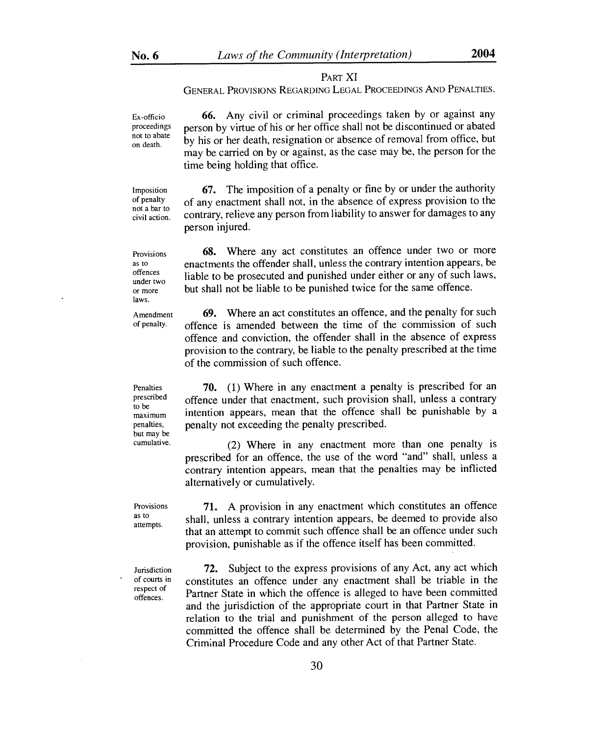## PART XI

### GENERAL PROVISIONS REGARDING LEGAL PROCEEDINGS AND PENALTIES.

*Ex-officio proceedings not to abate on death.*

**66.** Any civil or criminal proceedings taken by or against any person by virtue of his or her office shall not be discontinued or abated by his or her death, resignation or absence of removal from office, but may be carried on by or against, as the case may be, the person for the time being holding that office.

*Imposition of penalty not a bar to civil action.*

**67.** The imposition of a penalty or fine by or under the authority of any enactment shall not, in the absence of express provision to the contrary, relieve any person from liability to answer for damages to any person injured.

*Provisions as to offences under two or more laws.*

**68.** Where any act constitutes an offence under two or more enactments the offender shall, unless the contrary intention appears, be liable to be prosecuted and punished under either or any of such laws, but shall not be liable to be punished twice for the same offence.

*Amendment of penalty.*

**69.** Where an act constitutes an offence, and the penalty for such offence is amended between the time of the commission of such offence and conviction, the offender shall in the absence of express provision to the contrary, be liable to the penalty prescribed at the time of the commission of such offence.

*Penalties prescribed to be maximum penalties, but may be cumulative.*

**70.** (1) Where in any enactment a penalty is prescribed for an offence under that enactment, such provision shall, unless a contrary intention appears, mean that the offence shall be punishable by a penalty not exceeding the penalty prescribed.

(2) Where in any enactment more than one penalty is prescribed for an offence, the use of the word "and" shall, unless a contrary intention appears, mean that the penalties may be inflicted alternatively or cumulatively.

*Provisions as to attempts.*

**71.** A provision in any enactment which constitutes an offence shall, unless a contrary intention appears, be deemed to provide also that an attempt to commit such offence shall be an offence under such provision, punishable as if the offence itself has been committed.

*Jurisdiction of courts in respect of offences.*

**72.** Subject to the express provisions of any Act, any act which constitutes an offence under any enactment shall be triable in the Partner State in which the offence is alleged to have been committed and the jurisdiction of the appropriate court in that Partner State in relation to the trial and punishment of the person alleged to have committed the offence shall be determined by the Penal Code, the Criminal Procedure Code and any other Act of that Partner State.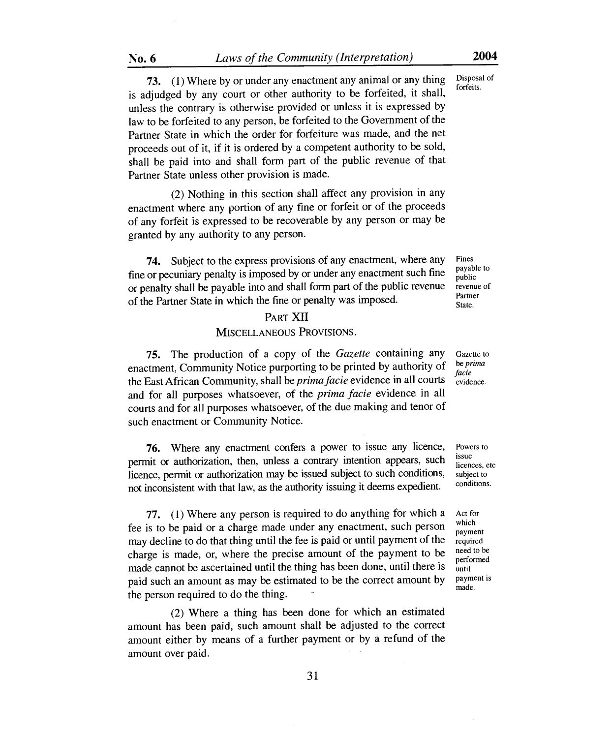73. (1) Where by or under any enactment any animal or any thing is adjudged by any court or other authority to be forfeited, it shall, unless the contrary is otherwise provided or unless it is expressed by law to be forfeited to any person, be forfeited to the Government of the Partner State in which the order for forfeiture was made, and the net proceeds out of it, if it is ordered by a competent authority to be sold, shall be paid into and shall form part of the public revenue of that Partner State unless other provision is made.

Disposal of forfeits.

(2) Nothing in this section shall affect any provision in any enactment where any portion of any fine or forfeit or of the proceeds of any forfeit is expressed to be recoverable by any person or may be granted by any authority to any person.

74. Subject to the express provisions of any enactment, where any fine or pecuniary penalty is imposed by or under any enactment such fine or penalty shall be payable into and shall form part of the public revenue of the Partner State in which the fine or penalty was imposed.

Fines payable to public revenue of Partner State.

## PART XII

## MISCELLANEOUS PROVISIONS.

75. The production of a copy of the *Gazette* containing any enactment, Community Notice purporting to be printed by authority of the East African Community, shall be *prima facie* evidence in all courts and for all purposes whatsoever, of the *prima facie* evidence in all courts and for all purposes whatsoever, of the due making and tenor of such enactment or Community Notice.

Gazette to be *prima facie* evidence.

76. Where any enactment confers a power to issue any licence, permit or authorization, then, unless a contrary intention appears, such licence, permit or authorization may be issued subject to such conditions, not inconsistent with that law, as the authority issuing it deems expedient.

Powers to issue licences, etc subject to conditions.

77. (1) Where any person is required to do anything for which a fee is to be paid or a charge made under any enactment, such person may decline to do that thing until the fee is paid or until payment of the charge is made, or, where the precise amount of the payment to be made cannot be ascertained until the thing has been done, until there is paid such an amount as may be estimated to be the correct amount by the person required to do the thing.

Act for which payment required need to be performed until payment is made.

(2) Where a thing has been done for which an estimated amount has been paid, such amount shall be adjusted to the correct amount either by means of a further payment or by a refund of the amount over paid.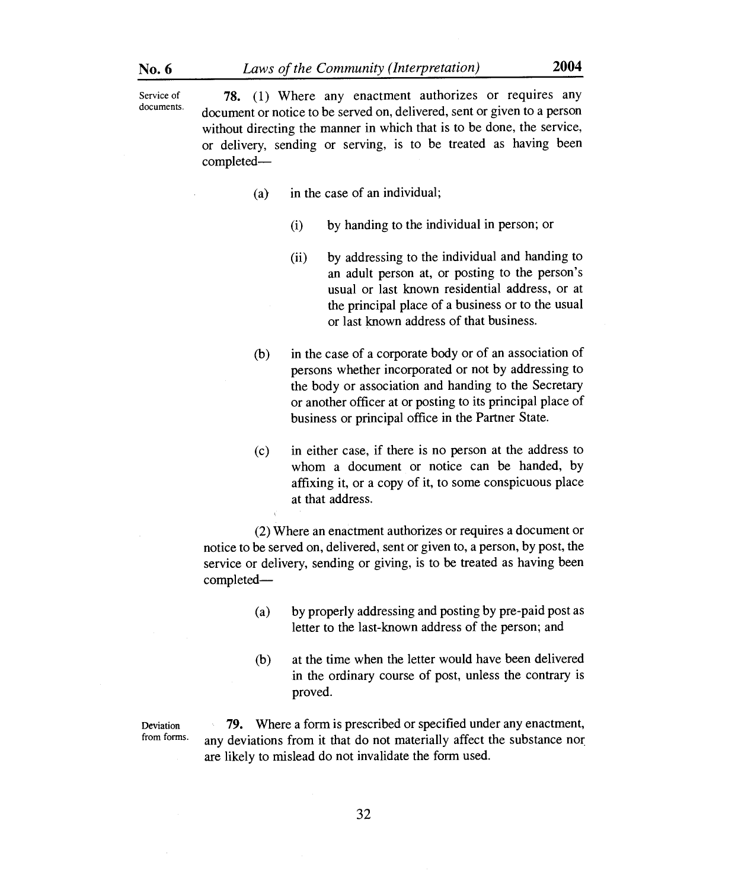Service of documents.

**78.** (1) Where any enactment authorizes or requires any document or notice to be served on, delivered, sent or given to a person without directing the manner in which that is to be done, the service, or delivery, sending or serving, is to be treated as having been completed—

(a) in the case of an individual;

(i) by handing to the individual in person; or

(ii) by addressing to the individual and handing to an adult person at, or posting to the person's usual or last known residential address, or at the principal place of a business or to the usual or last known address of that business.

(b) in the case of a corporate body or of an association of persons whether incorporated or not by addressing to the body or association and handing to the Secretary or another officer at or posting to its principal place of business or principal office in the Partner State.

(c) in either case, if there is no person at the address to whom a document or notice can be handed, by affixing it, or a copy of it, to some conspicuous place at that address.

(2) Where an enactment authorizes or requires a document or notice to be served on, delivered, sent or given to, a person, by post, the service or delivery, sending or giving, is to be treated as having been completed—

(a) by properly addressing and posting by pre-paid post as letter to the last-known address of the person; and

(b) at the time when the letter would have been delivered in the ordinary course of post, unless the contrary is proved.

Deviation from forms.

**79.** Where a form is prescribed or specified under any enactment, any deviations from it that do not materially affect the substance nor are likely to mislead do not invalidate the form used.